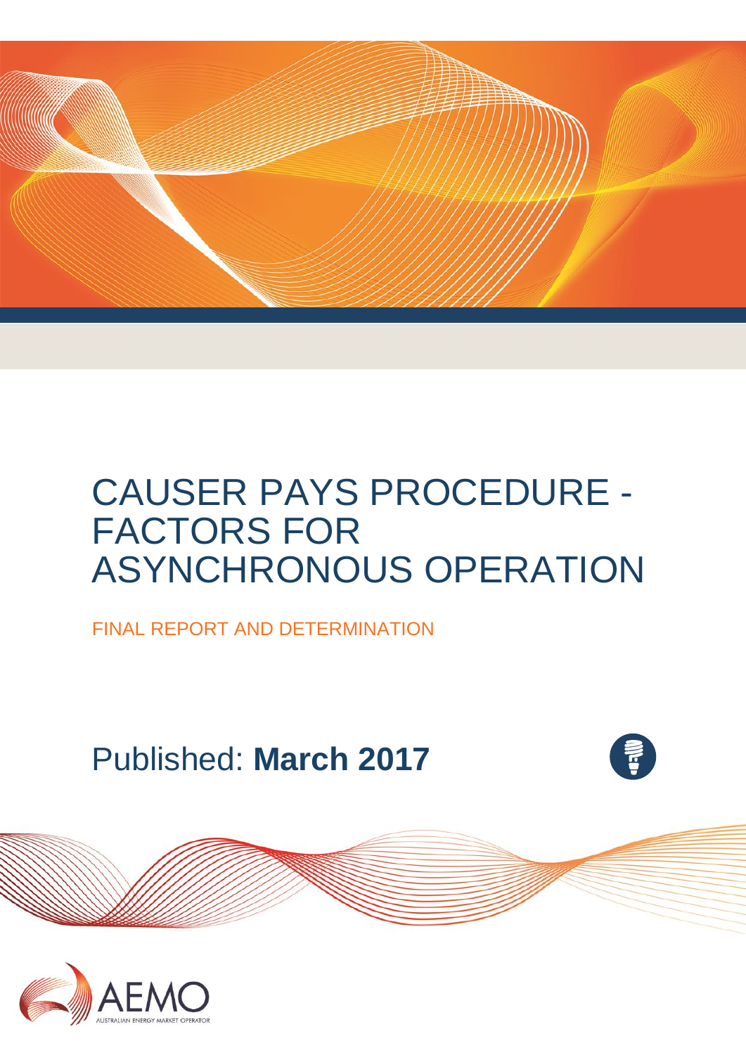# CAUSER PAYS PROCEDURE - FACTORS FOR ASYNCHRONOUS OPERATION

FINAL REPORT AND DETERMINATION

Published: **March 2017**

AEMO

AUSTRALIAN ENERGY MARKET OPERATOR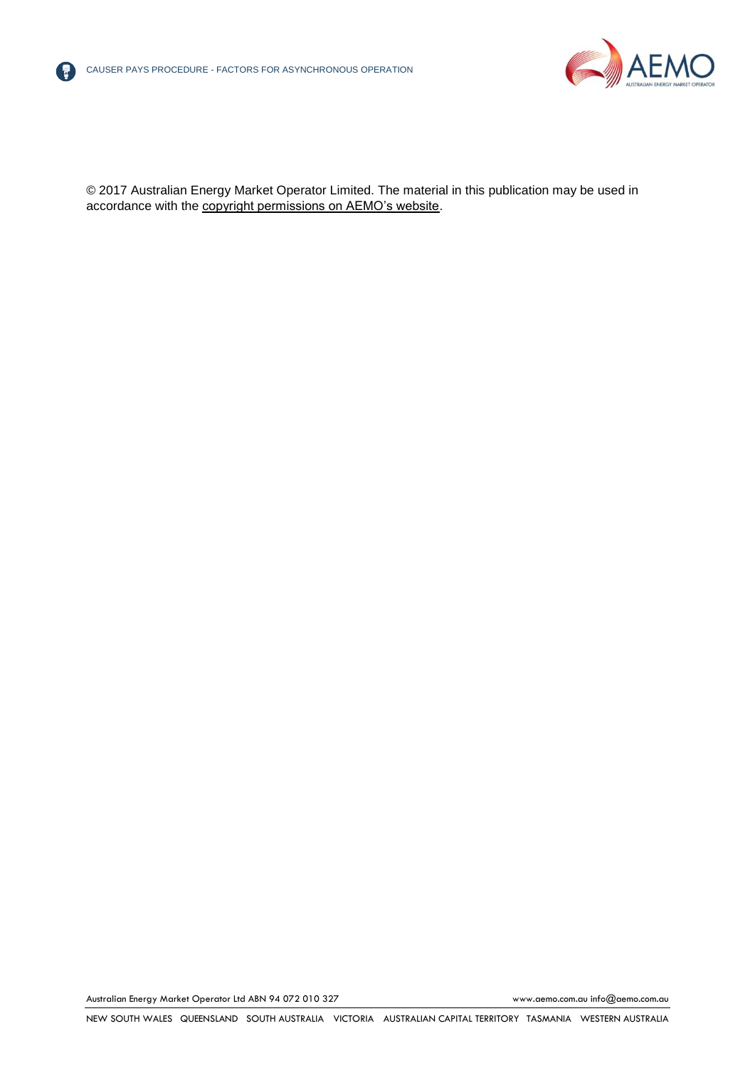© 2017 Australian Energy Market Operator Limited. The material in this publication may be used in accordance with the copyright permissions on AEMO's website.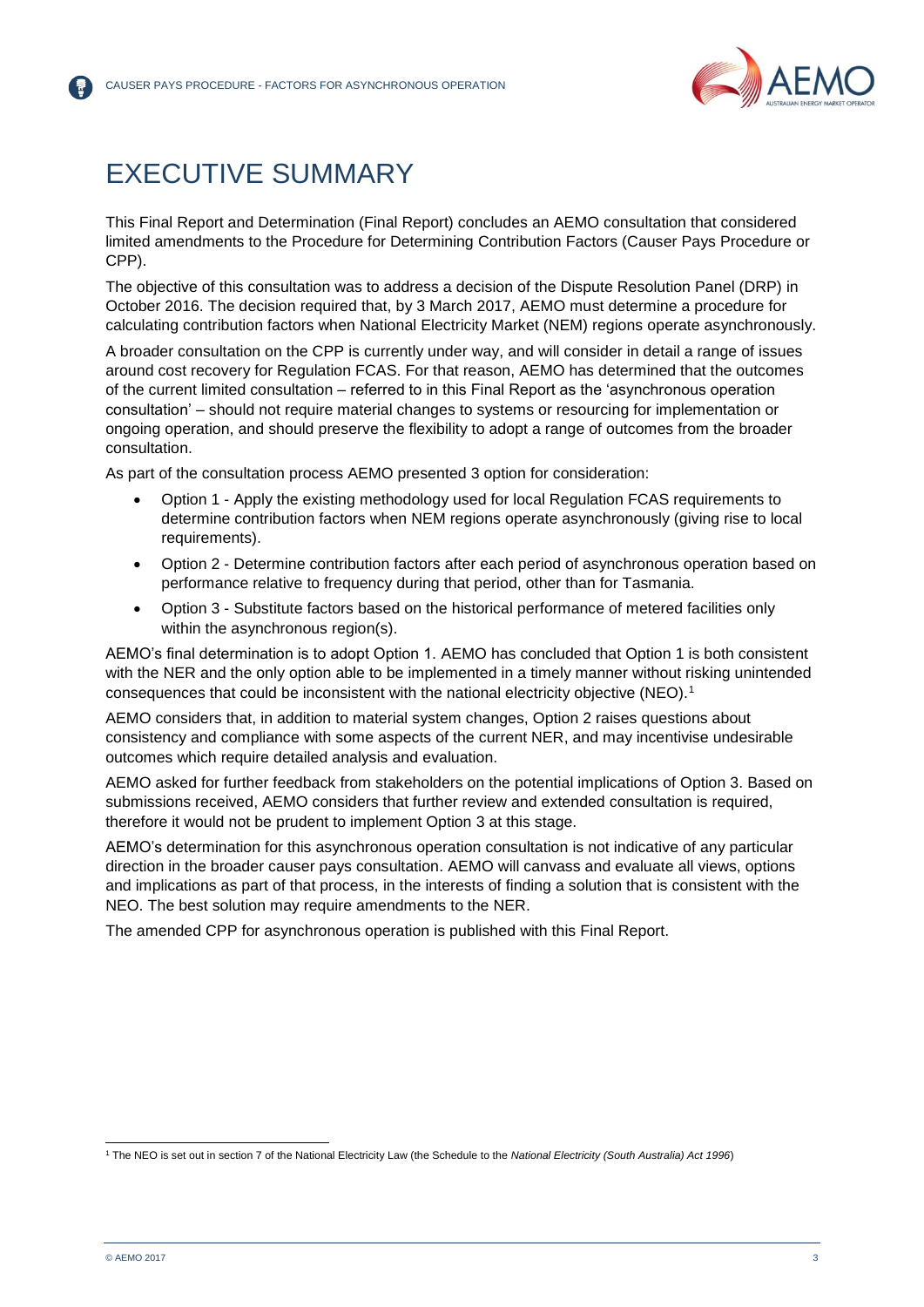# EXECUTIVE SUMMARY

This Final Report and Determination (Final Report) concludes an AEMO consultation that considered limited amendments to the Procedure for Determining Contribution Factors (Causer Pays Procedure or CPP).

The objective of this consultation was to address a decision of the Dispute Resolution Panel (DRP) in October 2016. The decision required that, by 3 March 2017, AEMO must determine a procedure for calculating contribution factors when National Electricity Market (NEM) regions operate asynchronously.

A broader consultation on the CPP is currently under way, and will consider in detail a range of issues around cost recovery for Regulation FCAS. For that reason, AEMO has determined that the outcomes of the current limited consultation – referred to in this Final Report as the 'asynchronous operation consultation' – should not require material changes to systems or resourcing for implementation or ongoing operation, and should preserve the flexibility to adopt a range of outcomes from the broader consultation.

As part of the consultation process AEMO presented 3 option for consideration:

- Option 1 - Apply the existing methodology used for local Regulation FCAS requirements to determine contribution factors when NEM regions operate asynchronously (giving rise to local requirements).
- Option 2 - Determine contribution factors after each period of asynchronous operation based on performance relative to frequency during that period, other than for Tasmania.
- Option 3 - Substitute factors based on the historical performance of metered facilities only within the asynchronous region(s).

AEMO's final determination is to adopt Option 1. AEMO has concluded that Option 1 is both consistent with the NER and the only option able to be implemented in a timely manner without risking unintended consequences that could be inconsistent with the national electricity objective (NEO).[1]

AEMO considers that, in addition to material system changes, Option 2 raises questions about consistency and compliance with some aspects of the current NER, and may incentivise undesirable outcomes which require detailed analysis and evaluation.

AEMO asked for further feedback from stakeholders on the potential implications of Option 3. Based on submissions received, AEMO considers that further review and extended consultation is required, therefore it would not be prudent to implement Option 3 at this stage.

AEMO's determination for this asynchronous operation consultation is not indicative of any particular direction in the broader causer pays consultation. AEMO will canvass and evaluate all views, options and implications as part of that process, in the interests of finding a solution that is consistent with the NEO. The best solution may require amendments to the NER.

The amended CPP for asynchronous operation is published with this Final Report.

[1] The NEO is set out in section 7 of the National Electricity Law (the Schedule to the *National Electricity (South Australia) Act 1996*)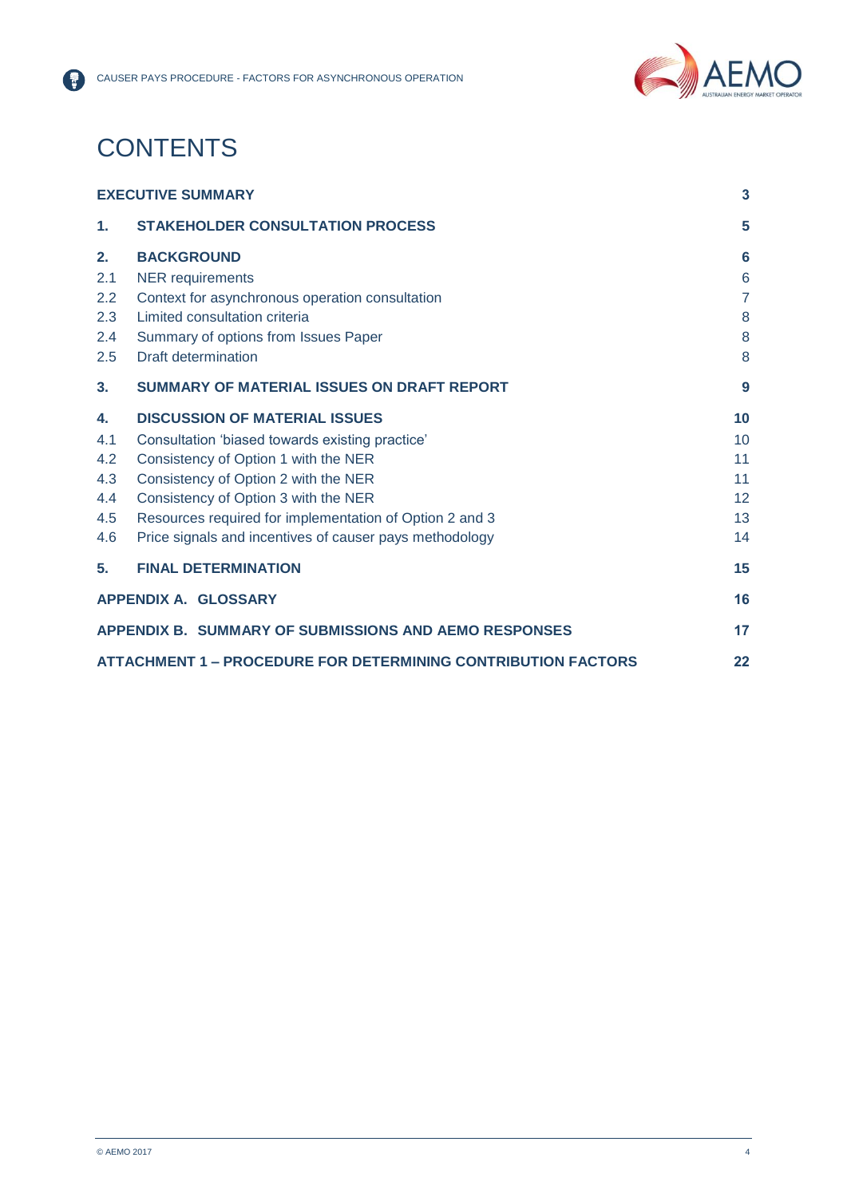# CONTENTS

| | | |
|---|---|---|
| **EXECUTIVE SUMMARY** | | **3** |
| **1.** | **STAKEHOLDER CONSULTATION PROCESS** | **5** |
| **2.** | **BACKGROUND** | **6** |
| 2.1 | NER requirements | 6 |
| 2.2 | Context for asynchronous operation consultation | 7 |
| 2.3 | Limited consultation criteria | 8 |
| 2.4 | Summary of options from Issues Paper | 8 |
| 2.5 | Draft determination | 8 |
| **3.** | **SUMMARY OF MATERIAL ISSUES ON DRAFT REPORT** | **9** |
| **4.** | **DISCUSSION OF MATERIAL ISSUES** | **10** |
| 4.1 | Consultation 'biased towards existing practice' | 10 |
| 4.2 | Consistency of Option 1 with the NER | 11 |
| 4.3 | Consistency of Option 2 with the NER | 11 |
| 4.4 | Consistency of Option 3 with the NER | 12 |
| 4.5 | Resources required for implementation of Option 2 and 3 | 13 |
| 4.6 | Price signals and incentives of causer pays methodology | 14 |
| **5.** | **FINAL DETERMINATION** | **15** |
| **APPENDIX A. GLOSSARY** | | **16** |
| **APPENDIX B. SUMMARY OF SUBMISSIONS AND AEMO RESPONSES** | | **17** |
| **ATTACHMENT 1 – PROCEDURE FOR DETERMINING CONTRIBUTION FACTORS** | | **22** |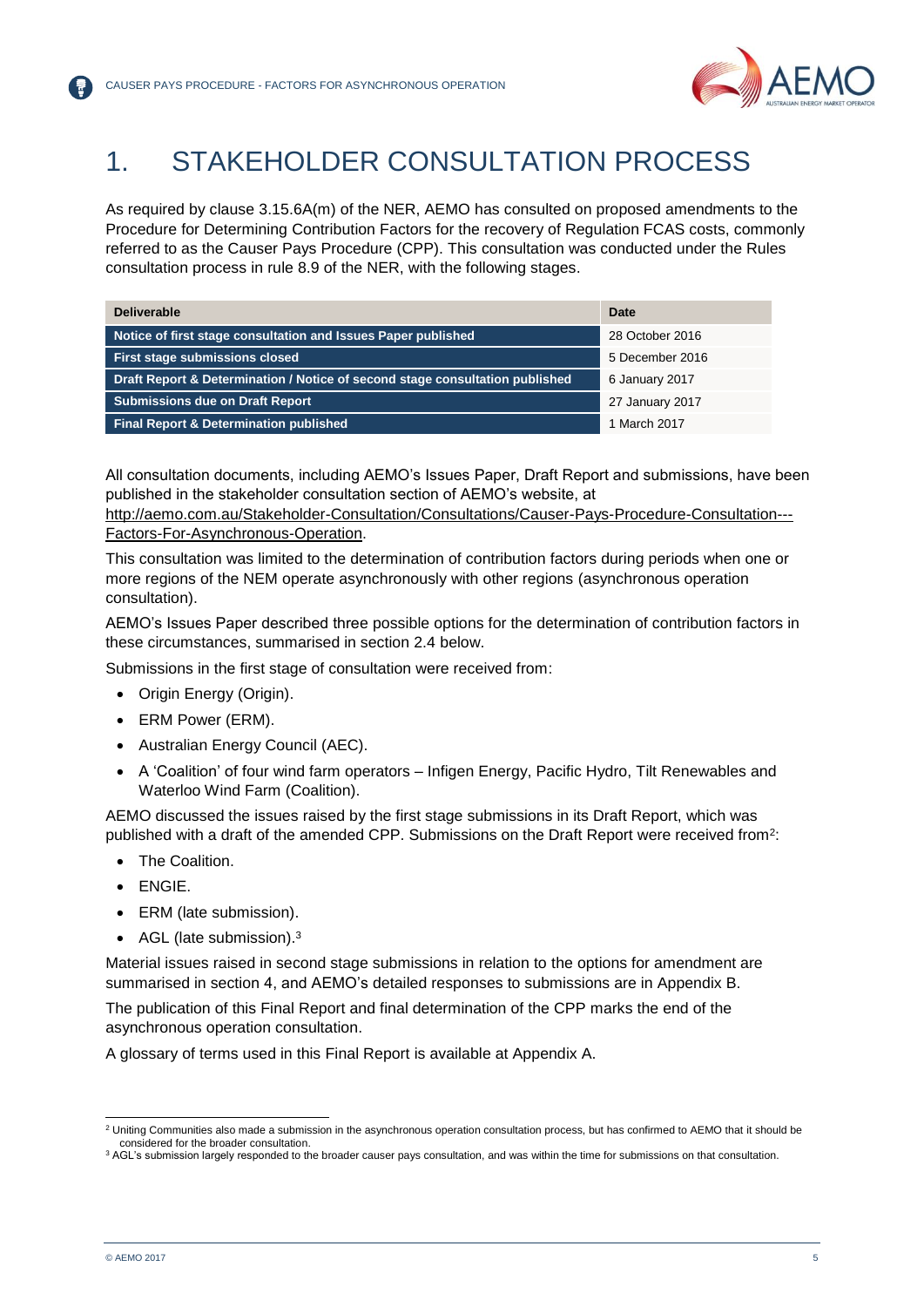# 1. STAKEHOLDER CONSULTATION PROCESS

As required by clause 3.15.6A(m) of the NER, AEMO has consulted on proposed amendments to the Procedure for Determining Contribution Factors for the recovery of Regulation FCAS costs, commonly referred to as the Causer Pays Procedure (CPP). This consultation was conducted under the Rules consultation process in rule 8.9 of the NER, with the following stages.

| Deliverable | Date |
| --- | --- |
| Notice of first stage consultation and Issues Paper published | 28 October 2016 |
| First stage submissions closed | 5 December 2016 |
| Draft Report & Determination / Notice of second stage consultation published | 6 January 2017 |
| Submissions due on Draft Report | 27 January 2017 |
| Final Report & Determination published | 1 March 2017 |

All consultation documents, including AEMO's Issues Paper, Draft Report and submissions, have been published in the stakeholder consultation section of AEMO's website, at http://aemo.com.au/Stakeholder-Consultation/Consultations/Causer-Pays-Procedure-Consultation---Factors-For-Asynchronous-Operation.

This consultation was limited to the determination of contribution factors during periods when one or more regions of the NEM operate asynchronously with other regions (asynchronous operation consultation).

AEMO's Issues Paper described three possible options for the determination of contribution factors in these circumstances, summarised in section 2.4 below.

Submissions in the first stage of consultation were received from:

- Origin Energy (Origin).
- ERM Power (ERM).
- Australian Energy Council (AEC).
- A 'Coalition' of four wind farm operators – Infigen Energy, Pacific Hydro, Tilt Renewables and Waterloo Wind Farm (Coalition).

AEMO discussed the issues raised by the first stage submissions in its Draft Report, which was published with a draft of the amended CPP. Submissions on the Draft Report were received from[2]:

- The Coalition.
- ENGIE.
- ERM (late submission).
- AGL (late submission).[3]

Material issues raised in second stage submissions in relation to the options for amendment are summarised in section 4, and AEMO's detailed responses to submissions are in Appendix B.

The publication of this Final Report and final determination of the CPP marks the end of the asynchronous operation consultation.

A glossary of terms used in this Final Report is available at Appendix A.

[2] Uniting Communities also made a submission in the asynchronous operation consultation process, but has confirmed to AEMO that it should be considered for the broader consultation.

[3] AGL's submission largely responded to the broader causer pays consultation, and was within the time for submissions on that consultation.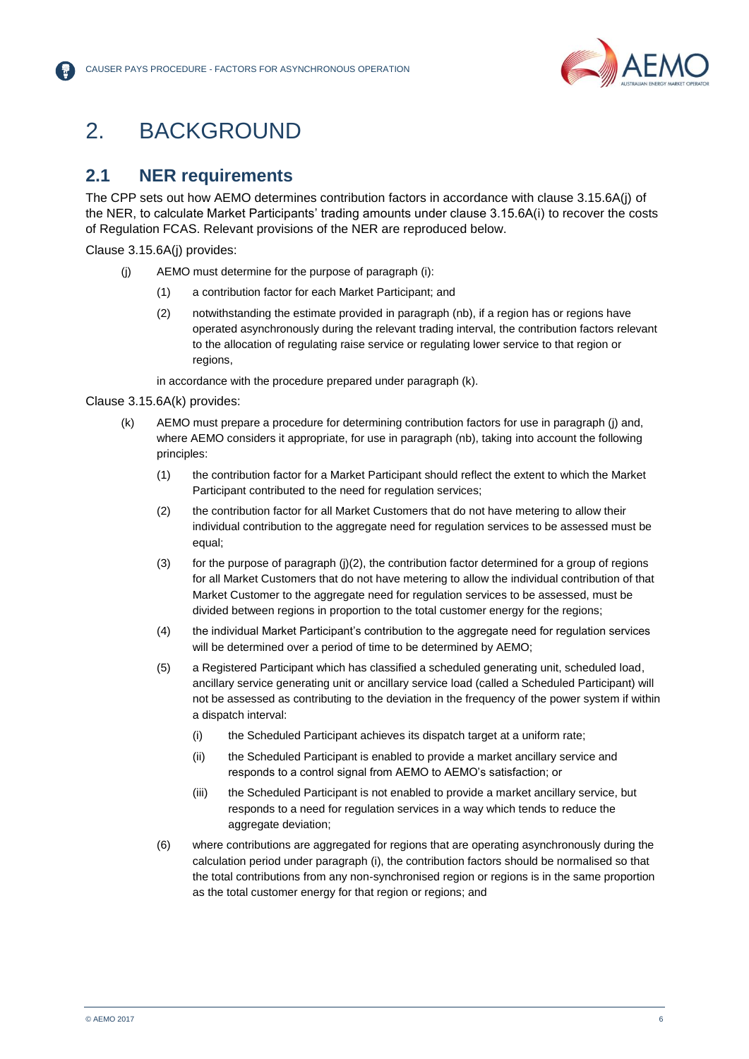# 2. BACKGROUND

## 2.1 NER requirements

The CPP sets out how AEMO determines contribution factors in accordance with clause 3.15.6A(j) of the NER, to calculate Market Participants' trading amounts under clause 3.15.6A(i) to recover the costs of Regulation FCAS. Relevant provisions of the NER are reproduced below.

Clause 3.15.6A(j) provides:

(j) AEMO must determine for the purpose of paragraph (i):

   (1) a contribution factor for each Market Participant; and

   (2) notwithstanding the estimate provided in paragraph (nb), if a region has or regions have operated asynchronously during the relevant trading interval, the contribution factors relevant to the allocation of regulating raise service or regulating lower service to that region or regions,

   in accordance with the procedure prepared under paragraph (k).

Clause 3.15.6A(k) provides:

(k) AEMO must prepare a procedure for determining contribution factors for use in paragraph (j) and, where AEMO considers it appropriate, for use in paragraph (nb), taking into account the following principles:

   (1) the contribution factor for a Market Participant should reflect the extent to which the Market Participant contributed to the need for regulation services;

   (2) the contribution factor for all Market Customers that do not have metering to allow their individual contribution to the aggregate need for regulation services to be assessed must be equal;

   (3) for the purpose of paragraph (j)(2), the contribution factor determined for a group of regions for all Market Customers that do not have metering to allow the individual contribution of that Market Customer to the aggregate need for regulation services to be assessed, must be divided between regions in proportion to the total customer energy for the regions;

   (4) the individual Market Participant's contribution to the aggregate need for regulation services will be determined over a period of time to be determined by AEMO;

   (5) a Registered Participant which has classified a scheduled generating unit, scheduled load, ancillary service generating unit or ancillary service load (called a Scheduled Participant) will not be assessed as contributing to the deviation in the frequency of the power system if within a dispatch interval:

      (i) the Scheduled Participant achieves its dispatch target at a uniform rate;

      (ii) the Scheduled Participant is enabled to provide a market ancillary service and responds to a control signal from AEMO to AEMO's satisfaction; or

      (iii) the Scheduled Participant is not enabled to provide a market ancillary service, but responds to a need for regulation services in a way which tends to reduce the aggregate deviation;

   (6) where contributions are aggregated for regions that are operating asynchronously during the calculation period under paragraph (i), the contribution factors should be normalised so that the total contributions from any non-synchronised region or regions is in the same proportion as the total customer energy for that region or regions; and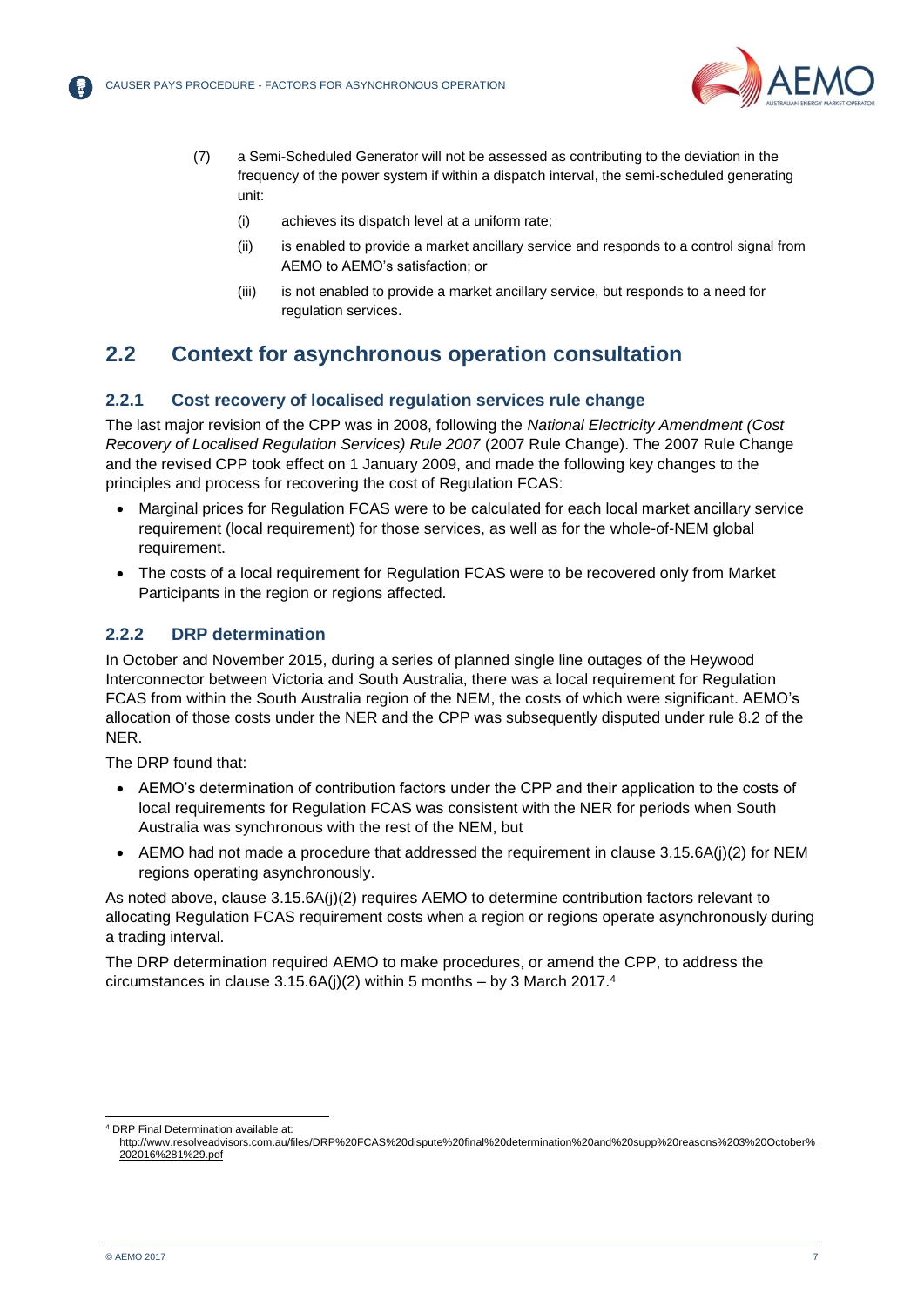(7) a Semi-Scheduled Generator will not be assessed as contributing to the deviation in the frequency of the power system if within a dispatch interval, the semi-scheduled generating unit:

(i) achieves its dispatch level at a uniform rate;

(ii) is enabled to provide a market ancillary service and responds to a control signal from AEMO to AEMO's satisfaction; or

(iii) is not enabled to provide a market ancillary service, but responds to a need for regulation services.

## 2.2 Context for asynchronous operation consultation

### 2.2.1 Cost recovery of localised regulation services rule change

The last major revision of the CPP was in 2008, following the *National Electricity Amendment (Cost Recovery of Localised Regulation Services) Rule 2007* (2007 Rule Change). The 2007 Rule Change and the revised CPP took effect on 1 January 2009, and made the following key changes to the principles and process for recovering the cost of Regulation FCAS:

- Marginal prices for Regulation FCAS were to be calculated for each local market ancillary service requirement (local requirement) for those services, as well as for the whole-of-NEM global requirement.
- The costs of a local requirement for Regulation FCAS were to be recovered only from Market Participants in the region or regions affected.

### 2.2.2 DRP determination

In October and November 2015, during a series of planned single line outages of the Heywood Interconnector between Victoria and South Australia, there was a local requirement for Regulation FCAS from within the South Australia region of the NEM, the costs of which were significant. AEMO's allocation of those costs under the NER and the CPP was subsequently disputed under rule 8.2 of the NER.

The DRP found that:

- AEMO's determination of contribution factors under the CPP and their application to the costs of local requirements for Regulation FCAS was consistent with the NER for periods when South Australia was synchronous with the rest of the NEM, but
- AEMO had not made a procedure that addressed the requirement in clause 3.15.6A(j)(2) for NEM regions operating asynchronously.

As noted above, clause 3.15.6A(j)(2) requires AEMO to determine contribution factors relevant to allocating Regulation FCAS requirement costs when a region or regions operate asynchronously during a trading interval.

The DRP determination required AEMO to make procedures, or amend the CPP, to address the circumstances in clause 3.15.6A(j)(2) within 5 months – by 3 March 2017.[4]

[4] DRP Final Determination available at: http://www.resolveadvisors.com.au/files/DRP%20FCAS%20dispute%20final%20determination%20and%20supp%20reasons%203%20October%202016%281%29.pdf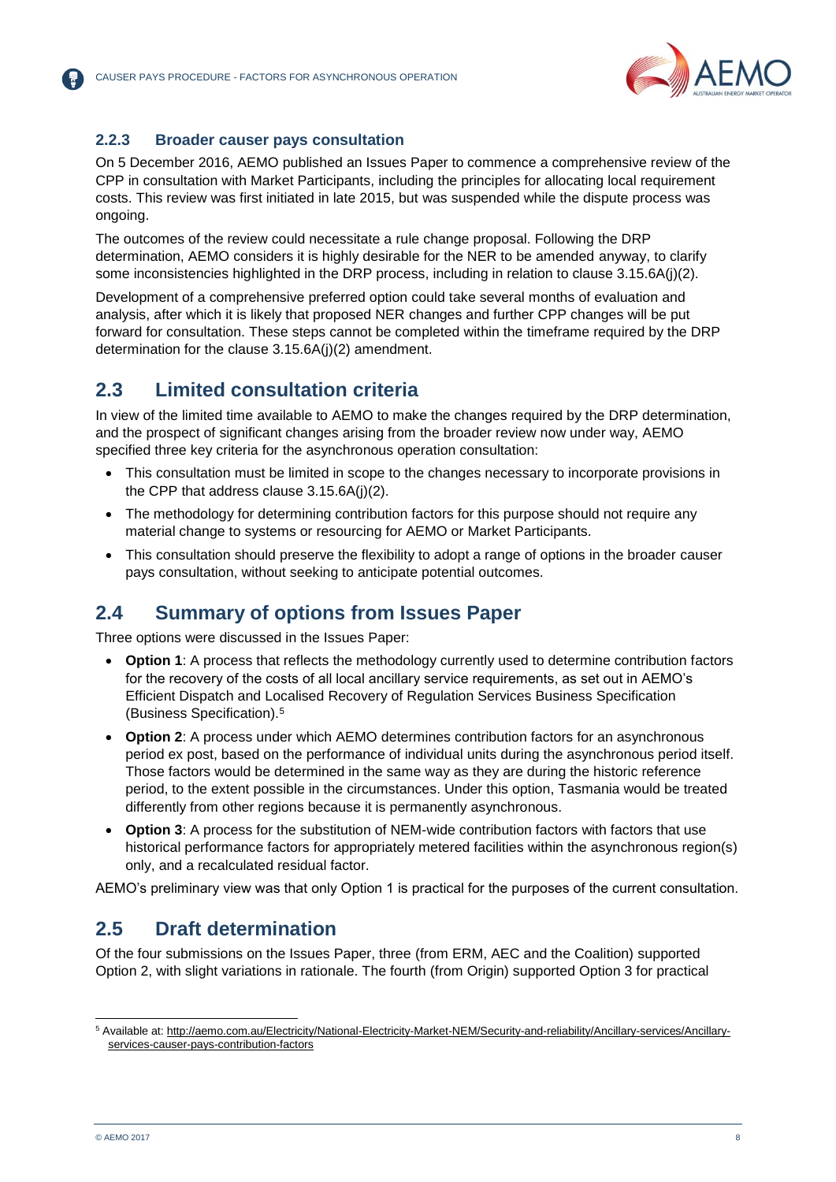### 2.2.3 Broader causer pays consultation

On 5 December 2016, AEMO published an Issues Paper to commence a comprehensive review of the CPP in consultation with Market Participants, including the principles for allocating local requirement costs. This review was first initiated in late 2015, but was suspended while the dispute process was ongoing.

The outcomes of the review could necessitate a rule change proposal. Following the DRP determination, AEMO considers it is highly desirable for the NER to be amended anyway, to clarify some inconsistencies highlighted in the DRP process, including in relation to clause 3.15.6A(j)(2).

Development of a comprehensive preferred option could take several months of evaluation and analysis, after which it is likely that proposed NER changes and further CPP changes will be put forward for consultation. These steps cannot be completed within the timeframe required by the DRP determination for the clause 3.15.6A(j)(2) amendment.

## 2.3 Limited consultation criteria

In view of the limited time available to AEMO to make the changes required by the DRP determination, and the prospect of significant changes arising from the broader review now under way, AEMO specified three key criteria for the asynchronous operation consultation:

- This consultation must be limited in scope to the changes necessary to incorporate provisions in the CPP that address clause 3.15.6A(j)(2).
- The methodology for determining contribution factors for this purpose should not require any material change to systems or resourcing for AEMO or Market Participants.
- This consultation should preserve the flexibility to adopt a range of options in the broader causer pays consultation, without seeking to anticipate potential outcomes.

## 2.4 Summary of options from Issues Paper

Three options were discussed in the Issues Paper:

- **Option 1**: A process that reflects the methodology currently used to determine contribution factors for the recovery of the costs of all local ancillary service requirements, as set out in AEMO's Efficient Dispatch and Localised Recovery of Regulation Services Business Specification (Business Specification).[5]
- **Option 2**: A process under which AEMO determines contribution factors for an asynchronous period ex post, based on the performance of individual units during the asynchronous period itself. Those factors would be determined in the same way as they are during the historic reference period, to the extent possible in the circumstances. Under this option, Tasmania would be treated differently from other regions because it is permanently asynchronous.
- **Option 3**: A process for the substitution of NEM-wide contribution factors with factors that use historical performance factors for appropriately metered facilities within the asynchronous region(s) only, and a recalculated residual factor.

AEMO's preliminary view was that only Option 1 is practical for the purposes of the current consultation.

## 2.5 Draft determination

Of the four submissions on the Issues Paper, three (from ERM, AEC and the Coalition) supported Option 2, with slight variations in rationale. The fourth (from Origin) supported Option 3 for practical

---

[5] Available at: http://aemo.com.au/Electricity/National-Electricity-Market-NEM/Security-and-reliability/Ancillary-services/Ancillary-services-causer-pays-contribution-factors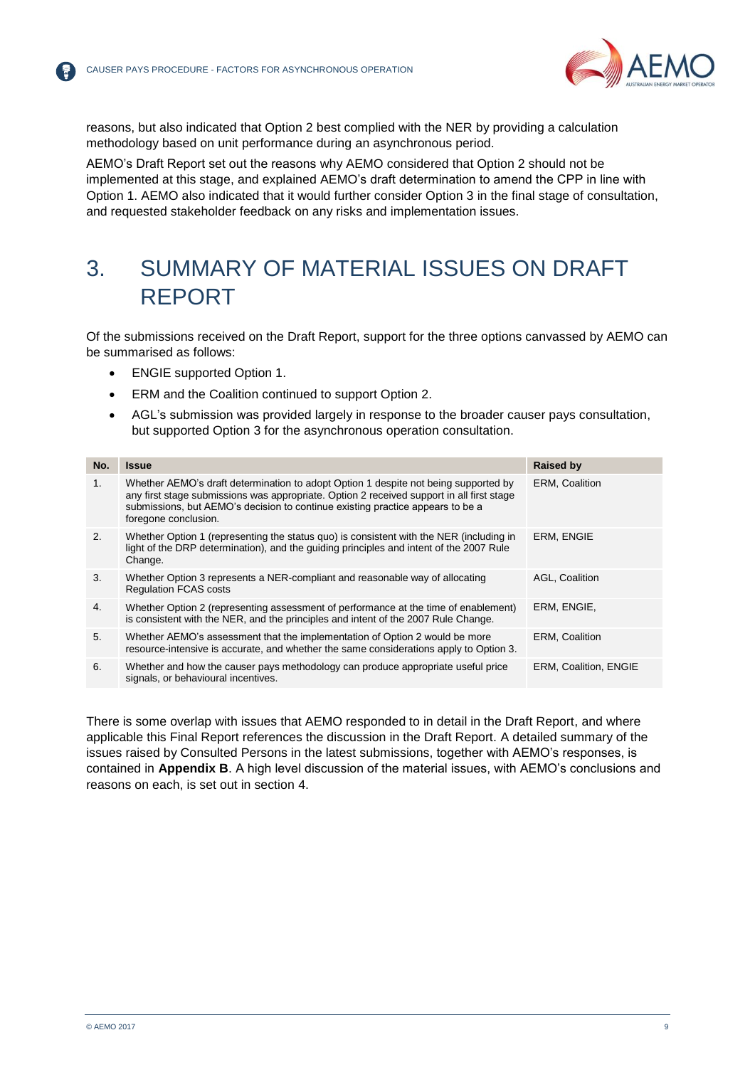reasons, but also indicated that Option 2 best complied with the NER by providing a calculation methodology based on unit performance during an asynchronous period.

AEMO's Draft Report set out the reasons why AEMO considered that Option 2 should not be implemented at this stage, and explained AEMO's draft determination to amend the CPP in line with Option 1. AEMO also indicated that it would further consider Option 3 in the final stage of consultation, and requested stakeholder feedback on any risks and implementation issues.

# 3. SUMMARY OF MATERIAL ISSUES ON DRAFT REPORT

Of the submissions received on the Draft Report, support for the three options canvassed by AEMO can be summarised as follows:

- ENGIE supported Option 1.
- ERM and the Coalition continued to support Option 2.
- AGL's submission was provided largely in response to the broader causer pays consultation, but supported Option 3 for the asynchronous operation consultation.

| No. | Issue | Raised by |
|---|---|---|
| 1. | Whether AEMO's draft determination to adopt Option 1 despite not being supported by any first stage submissions was appropriate. Option 2 received support in all first stage submissions, but AEMO's decision to continue existing practice appears to be a foregone conclusion. | ERM, Coalition |
| 2. | Whether Option 1 (representing the status quo) is consistent with the NER (including in light of the DRP determination), and the guiding principles and intent of the 2007 Rule Change. | ERM, ENGIE |
| 3. | Whether Option 3 represents a NER-compliant and reasonable way of allocating Regulation FCAS costs | AGL, Coalition |
| 4. | Whether Option 2 (representing assessment of performance at the time of enablement) is consistent with the NER, and the principles and intent of the 2007 Rule Change. | ERM, ENGIE, |
| 5. | Whether AEMO's assessment that the implementation of Option 2 would be more resource-intensive is accurate, and whether the same considerations apply to Option 3. | ERM, Coalition |
| 6. | Whether and how the causer pays methodology can produce appropriate useful price signals, or behavioural incentives. | ERM, Coalition, ENGIE |

There is some overlap with issues that AEMO responded to in detail in the Draft Report, and where applicable this Final Report references the discussion in the Draft Report. A detailed summary of the issues raised by Consulted Persons in the latest submissions, together with AEMO's responses, is contained in **Appendix B**. A high level discussion of the material issues, with AEMO's conclusions and reasons on each, is set out in section 4.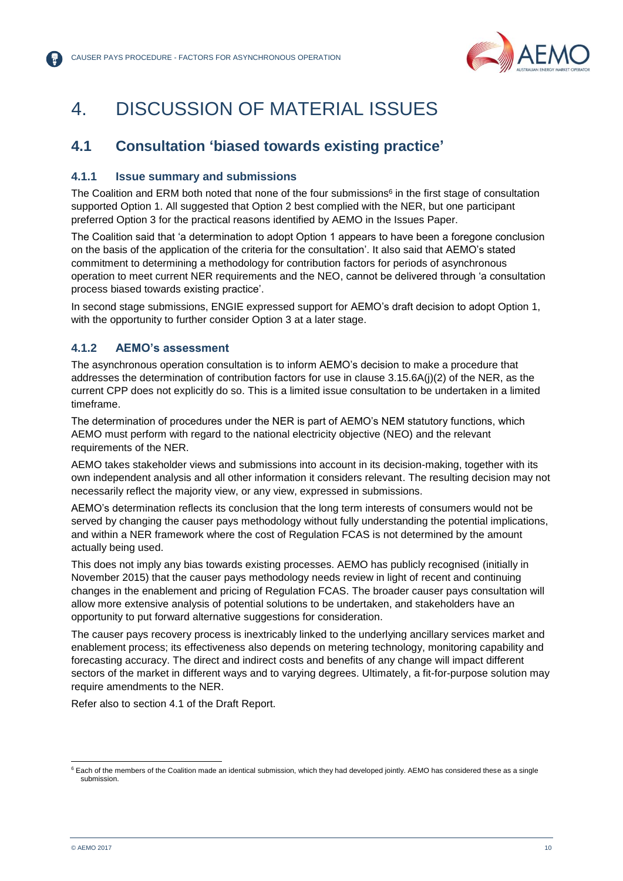# 4. DISCUSSION OF MATERIAL ISSUES

## 4.1 Consultation 'biased towards existing practice'

### 4.1.1 Issue summary and submissions

The Coalition and ERM both noted that none of the four submissions[6] in the first stage of consultation supported Option 1. All suggested that Option 2 best complied with the NER, but one participant preferred Option 3 for the practical reasons identified by AEMO in the Issues Paper.

The Coalition said that 'a determination to adopt Option 1 appears to have been a foregone conclusion on the basis of the application of the criteria for the consultation'. It also said that AEMO's stated commitment to determining a methodology for contribution factors for periods of asynchronous operation to meet current NER requirements and the NEO, cannot be delivered through 'a consultation process biased towards existing practice'.

In second stage submissions, ENGIE expressed support for AEMO's draft decision to adopt Option 1, with the opportunity to further consider Option 3 at a later stage.

### 4.1.2 AEMO's assessment

The asynchronous operation consultation is to inform AEMO's decision to make a procedure that addresses the determination of contribution factors for use in clause 3.15.6A(j)(2) of the NER, as the current CPP does not explicitly do so. This is a limited issue consultation to be undertaken in a limited timeframe.

The determination of procedures under the NER is part of AEMO's NEM statutory functions, which AEMO must perform with regard to the national electricity objective (NEO) and the relevant requirements of the NER.

AEMO takes stakeholder views and submissions into account in its decision-making, together with its own independent analysis and all other information it considers relevant. The resulting decision may not necessarily reflect the majority view, or any view, expressed in submissions.

AEMO's determination reflects its conclusion that the long term interests of consumers would not be served by changing the causer pays methodology without fully understanding the potential implications, and within a NER framework where the cost of Regulation FCAS is not determined by the amount actually being used.

This does not imply any bias towards existing processes. AEMO has publicly recognised (initially in November 2015) that the causer pays methodology needs review in light of recent and continuing changes in the enablement and pricing of Regulation FCAS. The broader causer pays consultation will allow more extensive analysis of potential solutions to be undertaken, and stakeholders have an opportunity to put forward alternative suggestions for consideration.

The causer pays recovery process is inextricably linked to the underlying ancillary services market and enablement process; its effectiveness also depends on metering technology, monitoring capability and forecasting accuracy. The direct and indirect costs and benefits of any change will impact different sectors of the market in different ways and to varying degrees. Ultimately, a fit-for-purpose solution may require amendments to the NER.

Refer also to section 4.1 of the Draft Report.

---

[6] Each of the members of the Coalition made an identical submission, which they had developed jointly. AEMO has considered these as a single submission.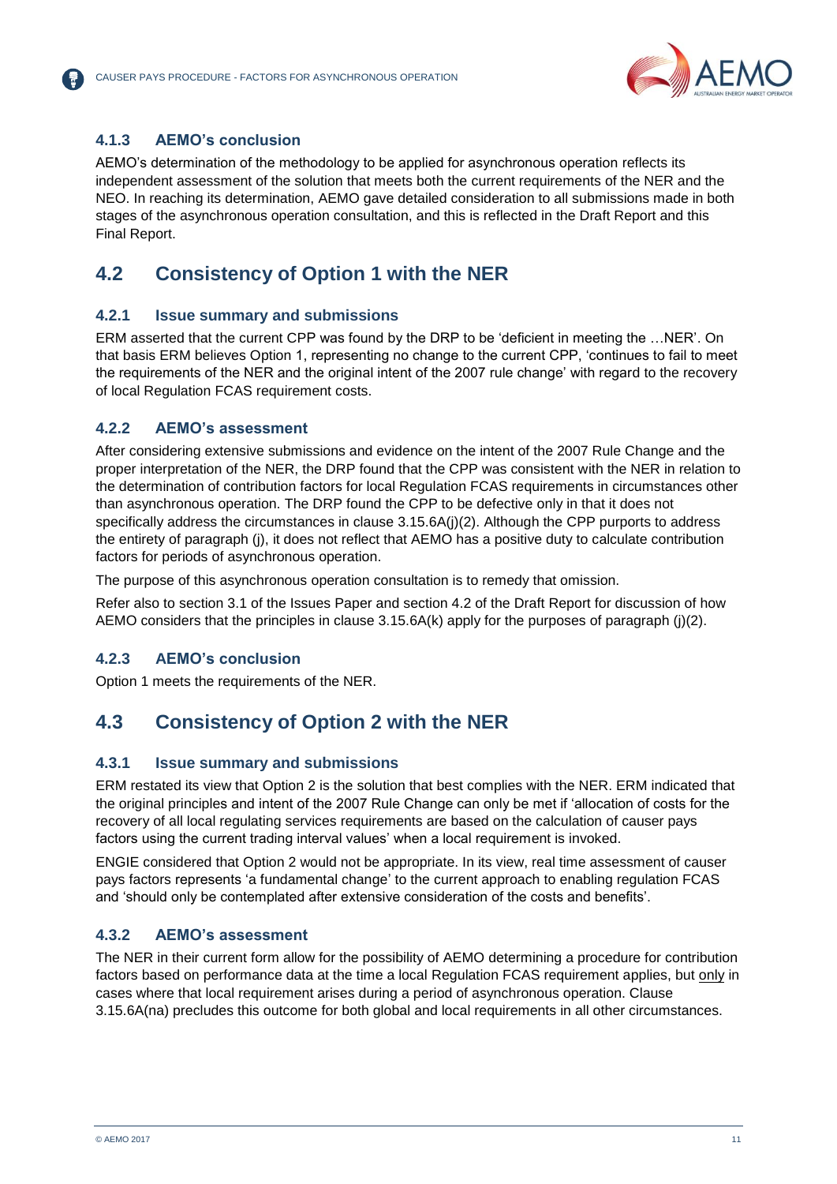### 4.1.3 AEMO's conclusion

AEMO's determination of the methodology to be applied for asynchronous operation reflects its independent assessment of the solution that meets both the current requirements of the NER and the NEO. In reaching its determination, AEMO gave detailed consideration to all submissions made in both stages of the asynchronous operation consultation, and this is reflected in the Draft Report and this Final Report.

## 4.2 Consistency of Option 1 with the NER

### 4.2.1 Issue summary and submissions

ERM asserted that the current CPP was found by the DRP to be 'deficient in meeting the …NER'. On that basis ERM believes Option 1, representing no change to the current CPP, 'continues to fail to meet the requirements of the NER and the original intent of the 2007 rule change' with regard to the recovery of local Regulation FCAS requirement costs.

### 4.2.2 AEMO's assessment

After considering extensive submissions and evidence on the intent of the 2007 Rule Change and the proper interpretation of the NER, the DRP found that the CPP was consistent with the NER in relation to the determination of contribution factors for local Regulation FCAS requirements in circumstances other than asynchronous operation. The DRP found the CPP to be defective only in that it does not specifically address the circumstances in clause 3.15.6A(j)(2). Although the CPP purports to address the entirety of paragraph (j), it does not reflect that AEMO has a positive duty to calculate contribution factors for periods of asynchronous operation.

The purpose of this asynchronous operation consultation is to remedy that omission.

Refer also to section 3.1 of the Issues Paper and section 4.2 of the Draft Report for discussion of how AEMO considers that the principles in clause 3.15.6A(k) apply for the purposes of paragraph (j)(2).

### 4.2.3 AEMO's conclusion

Option 1 meets the requirements of the NER.

## 4.3 Consistency of Option 2 with the NER

### 4.3.1 Issue summary and submissions

ERM restated its view that Option 2 is the solution that best complies with the NER. ERM indicated that the original principles and intent of the 2007 Rule Change can only be met if 'allocation of costs for the recovery of all local regulating services requirements are based on the calculation of causer pays factors using the current trading interval values' when a local requirement is invoked.

ENGIE considered that Option 2 would not be appropriate. In its view, real time assessment of causer pays factors represents 'a fundamental change' to the current approach to enabling regulation FCAS and 'should only be contemplated after extensive consideration of the costs and benefits'.

### 4.3.2 AEMO's assessment

The NER in their current form allow for the possibility of AEMO determining a procedure for contribution factors based on performance data at the time a local Regulation FCAS requirement applies, but <u>only</u> in cases where that local requirement arises during a period of asynchronous operation. Clause 3.15.6A(na) precludes this outcome for both global and local requirements in all other circumstances.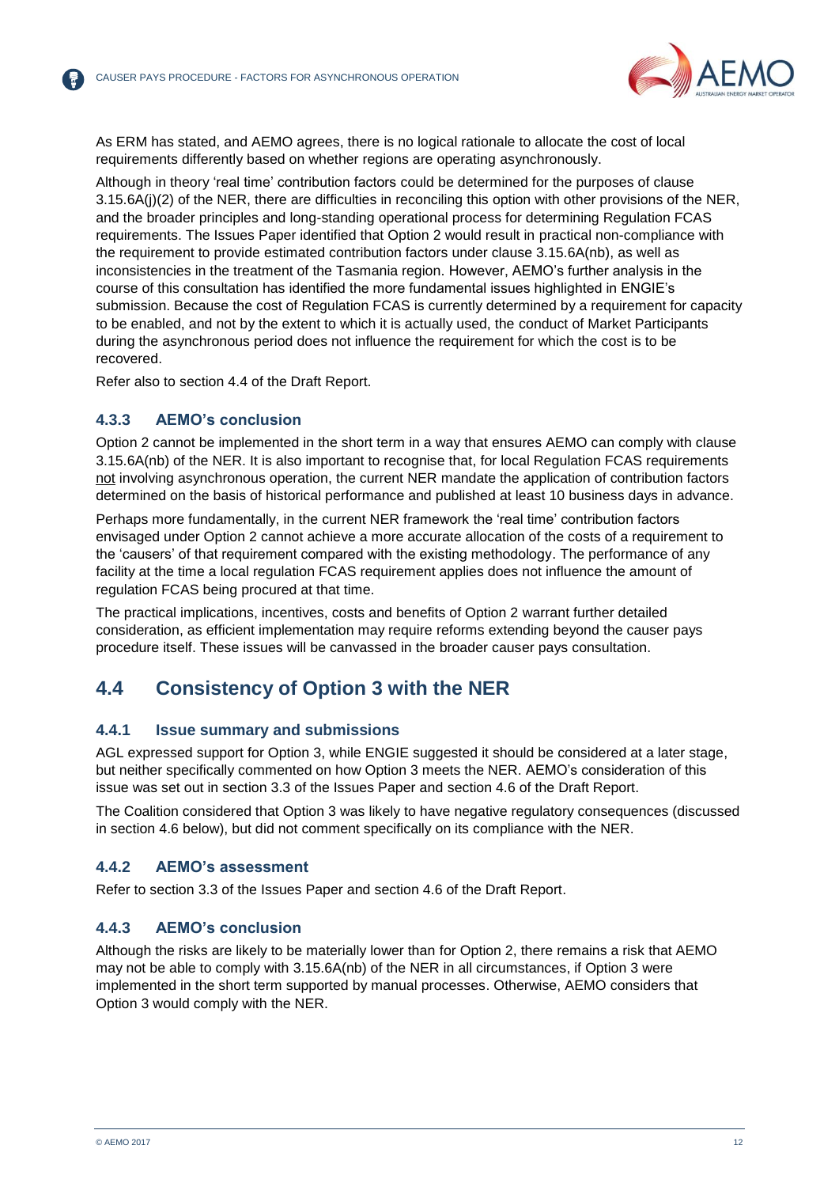As ERM has stated, and AEMO agrees, there is no logical rationale to allocate the cost of local requirements differently based on whether regions are operating asynchronously.

Although in theory 'real time' contribution factors could be determined for the purposes of clause 3.15.6A(j)(2) of the NER, there are difficulties in reconciling this option with other provisions of the NER, and the broader principles and long-standing operational process for determining Regulation FCAS requirements. The Issues Paper identified that Option 2 would result in practical non-compliance with the requirement to provide estimated contribution factors under clause 3.15.6A(nb), as well as inconsistencies in the treatment of the Tasmania region. However, AEMO's further analysis in the course of this consultation has identified the more fundamental issues highlighted in ENGIE's submission. Because the cost of Regulation FCAS is currently determined by a requirement for capacity to be enabled, and not by the extent to which it is actually used, the conduct of Market Participants during the asynchronous period does not influence the requirement for which the cost is to be recovered.

Refer also to section 4.4 of the Draft Report.

### 4.3.3 AEMO's conclusion

Option 2 cannot be implemented in the short term in a way that ensures AEMO can comply with clause 3.15.6A(nb) of the NER. It is also important to recognise that, for local Regulation FCAS requirements <u>not</u> involving asynchronous operation, the current NER mandate the application of contribution factors determined on the basis of historical performance and published at least 10 business days in advance.

Perhaps more fundamentally, in the current NER framework the 'real time' contribution factors envisaged under Option 2 cannot achieve a more accurate allocation of the costs of a requirement to the 'causers' of that requirement compared with the existing methodology. The performance of any facility at the time a local regulation FCAS requirement applies does not influence the amount of regulation FCAS being procured at that time.

The practical implications, incentives, costs and benefits of Option 2 warrant further detailed consideration, as efficient implementation may require reforms extending beyond the causer pays procedure itself. These issues will be canvassed in the broader causer pays consultation.

## 4.4 Consistency of Option 3 with the NER

### 4.4.1 Issue summary and submissions

AGL expressed support for Option 3, while ENGIE suggested it should be considered at a later stage, but neither specifically commented on how Option 3 meets the NER. AEMO's consideration of this issue was set out in section 3.3 of the Issues Paper and section 4.6 of the Draft Report.

The Coalition considered that Option 3 was likely to have negative regulatory consequences (discussed in section 4.6 below), but did not comment specifically on its compliance with the NER.

### 4.4.2 AEMO's assessment

Refer to section 3.3 of the Issues Paper and section 4.6 of the Draft Report.

### 4.4.3 AEMO's conclusion

Although the risks are likely to be materially lower than for Option 2, there remains a risk that AEMO may not be able to comply with 3.15.6A(nb) of the NER in all circumstances, if Option 3 were implemented in the short term supported by manual processes. Otherwise, AEMO considers that Option 3 would comply with the NER.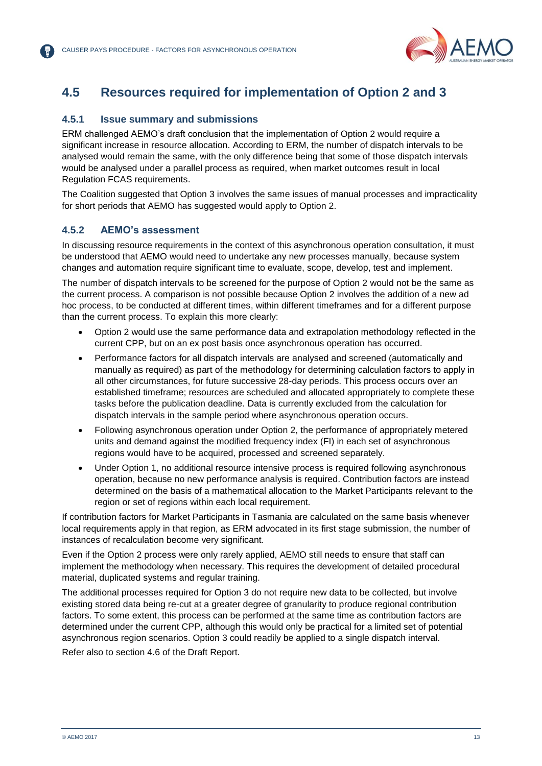## 4.5 Resources required for implementation of Option 2 and 3

### 4.5.1 Issue summary and submissions

ERM challenged AEMO's draft conclusion that the implementation of Option 2 would require a significant increase in resource allocation. According to ERM, the number of dispatch intervals to be analysed would remain the same, with the only difference being that some of those dispatch intervals would be analysed under a parallel process as required, when market outcomes result in local Regulation FCAS requirements.

The Coalition suggested that Option 3 involves the same issues of manual processes and impracticality for short periods that AEMO has suggested would apply to Option 2.

### 4.5.2 AEMO's assessment

In discussing resource requirements in the context of this asynchronous operation consultation, it must be understood that AEMO would need to undertake any new processes manually, because system changes and automation require significant time to evaluate, scope, develop, test and implement.

The number of dispatch intervals to be screened for the purpose of Option 2 would not be the same as the current process. A comparison is not possible because Option 2 involves the addition of a new ad hoc process, to be conducted at different times, within different timeframes and for a different purpose than the current process. To explain this more clearly:

- Option 2 would use the same performance data and extrapolation methodology reflected in the current CPP, but on an ex post basis once asynchronous operation has occurred.
- Performance factors for all dispatch intervals are analysed and screened (automatically and manually as required) as part of the methodology for determining calculation factors to apply in all other circumstances, for future successive 28-day periods. This process occurs over an established timeframe; resources are scheduled and allocated appropriately to complete these tasks before the publication deadline. Data is currently excluded from the calculation for dispatch intervals in the sample period where asynchronous operation occurs.
- Following asynchronous operation under Option 2, the performance of appropriately metered units and demand against the modified frequency index (FI) in each set of asynchronous regions would have to be acquired, processed and screened separately.
- Under Option 1, no additional resource intensive process is required following asynchronous operation, because no new performance analysis is required. Contribution factors are instead determined on the basis of a mathematical allocation to the Market Participants relevant to the region or set of regions within each local requirement.

If contribution factors for Market Participants in Tasmania are calculated on the same basis whenever local requirements apply in that region, as ERM advocated in its first stage submission, the number of instances of recalculation become very significant.

Even if the Option 2 process were only rarely applied, AEMO still needs to ensure that staff can implement the methodology when necessary. This requires the development of detailed procedural material, duplicated systems and regular training.

The additional processes required for Option 3 do not require new data to be collected, but involve existing stored data being re-cut at a greater degree of granularity to produce regional contribution factors. To some extent, this process can be performed at the same time as contribution factors are determined under the current CPP, although this would only be practical for a limited set of potential asynchronous region scenarios. Option 3 could readily be applied to a single dispatch interval.

Refer also to section 4.6 of the Draft Report.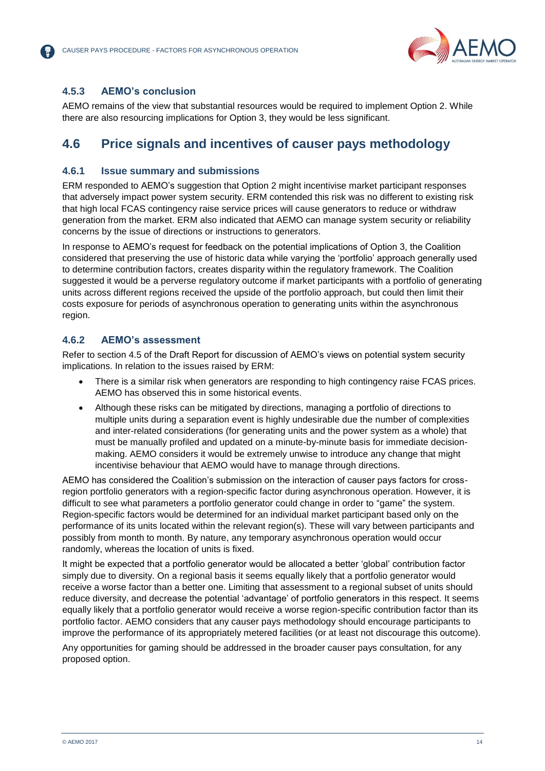### 4.5.3 AEMO's conclusion

AEMO remains of the view that substantial resources would be required to implement Option 2. While there are also resourcing implications for Option 3, they would be less significant.

## 4.6 Price signals and incentives of causer pays methodology

### 4.6.1 Issue summary and submissions

ERM responded to AEMO's suggestion that Option 2 might incentivise market participant responses that adversely impact power system security. ERM contended this risk was no different to existing risk that high local FCAS contingency raise service prices will cause generators to reduce or withdraw generation from the market. ERM also indicated that AEMO can manage system security or reliability concerns by the issue of directions or instructions to generators.

In response to AEMO's request for feedback on the potential implications of Option 3, the Coalition considered that preserving the use of historic data while varying the 'portfolio' approach generally used to determine contribution factors, creates disparity within the regulatory framework. The Coalition suggested it would be a perverse regulatory outcome if market participants with a portfolio of generating units across different regions received the upside of the portfolio approach, but could then limit their costs exposure for periods of asynchronous operation to generating units within the asynchronous region.

### 4.6.2 AEMO's assessment

Refer to section 4.5 of the Draft Report for discussion of AEMO's views on potential system security implications. In relation to the issues raised by ERM:

- There is a similar risk when generators are responding to high contingency raise FCAS prices. AEMO has observed this in some historical events.
- Although these risks can be mitigated by directions, managing a portfolio of directions to multiple units during a separation event is highly undesirable due the number of complexities and inter-related considerations (for generating units and the power system as a whole) that must be manually profiled and updated on a minute-by-minute basis for immediate decision-making. AEMO considers it would be extremely unwise to introduce any change that might incentivise behaviour that AEMO would have to manage through directions.

AEMO has considered the Coalition's submission on the interaction of causer pays factors for cross-region portfolio generators with a region-specific factor during asynchronous operation. However, it is difficult to see what parameters a portfolio generator could change in order to "game" the system. Region-specific factors would be determined for an individual market participant based only on the performance of its units located within the relevant region(s). These will vary between participants and possibly from month to month. By nature, any temporary asynchronous operation would occur randomly, whereas the location of units is fixed.

It might be expected that a portfolio generator would be allocated a better 'global' contribution factor simply due to diversity. On a regional basis it seems equally likely that a portfolio generator would receive a worse factor than a better one. Limiting that assessment to a regional subset of units should reduce diversity, and decrease the potential 'advantage' of portfolio generators in this respect. It seems equally likely that a portfolio generator would receive a worse region-specific contribution factor than its portfolio factor. AEMO considers that any causer pays methodology should encourage participants to improve the performance of its appropriately metered facilities (or at least not discourage this outcome).

Any opportunities for gaming should be addressed in the broader causer pays consultation, for any proposed option.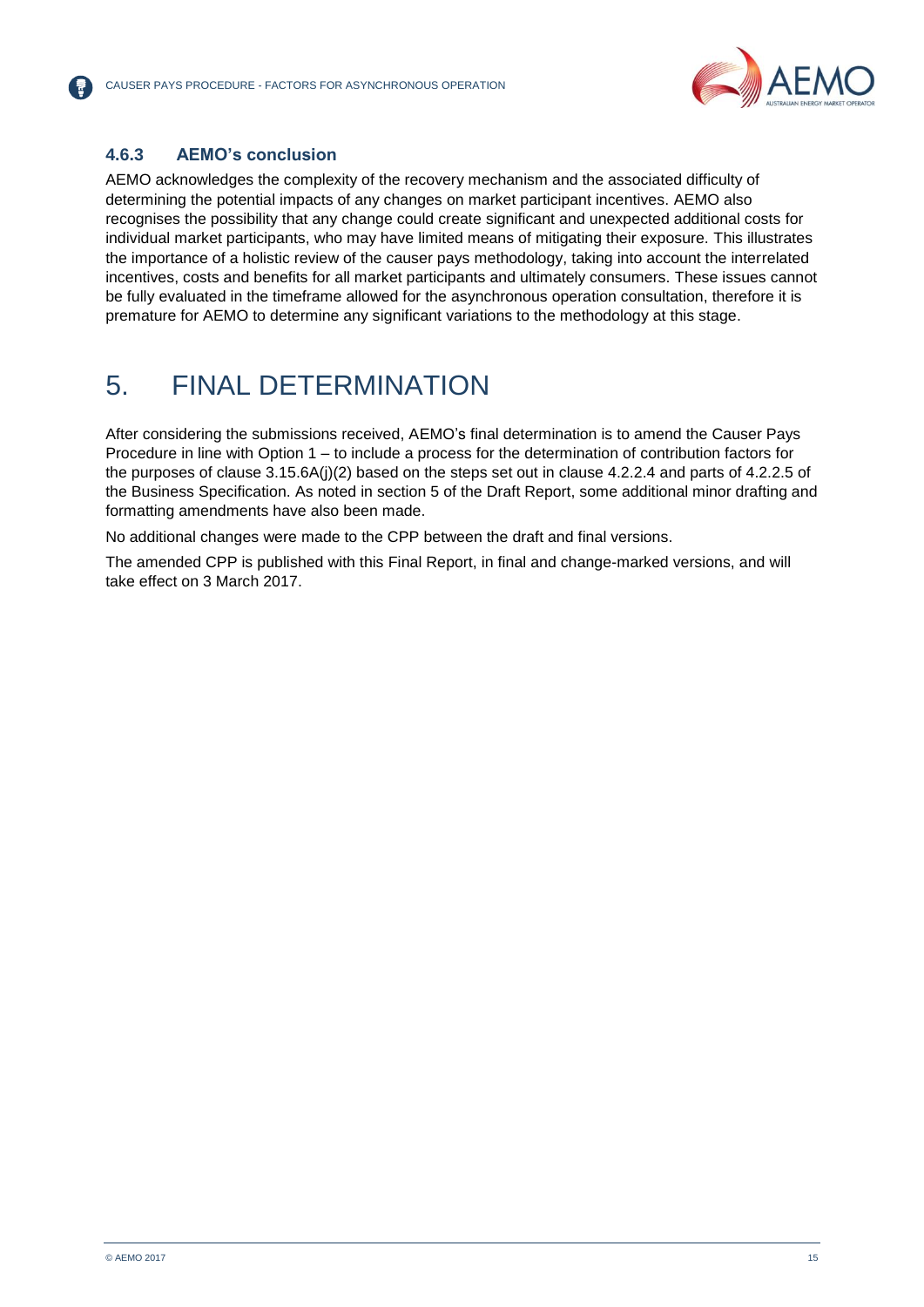### 4.6.3 AEMO's conclusion

AEMO acknowledges the complexity of the recovery mechanism and the associated difficulty of determining the potential impacts of any changes on market participant incentives. AEMO also recognises the possibility that any change could create significant and unexpected additional costs for individual market participants, who may have limited means of mitigating their exposure. This illustrates the importance of a holistic review of the causer pays methodology, taking into account the interrelated incentives, costs and benefits for all market participants and ultimately consumers. These issues cannot be fully evaluated in the timeframe allowed for the asynchronous operation consultation, therefore it is premature for AEMO to determine any significant variations to the methodology at this stage.

# 5. FINAL DETERMINATION

After considering the submissions received, AEMO's final determination is to amend the Causer Pays Procedure in line with Option 1 – to include a process for the determination of contribution factors for the purposes of clause 3.15.6A(j)(2) based on the steps set out in clause 4.2.2.4 and parts of 4.2.2.5 of the Business Specification. As noted in section 5 of the Draft Report, some additional minor drafting and formatting amendments have also been made.

No additional changes were made to the CPP between the draft and final versions.

The amended CPP is published with this Final Report, in final and change-marked versions, and will take effect on 3 March 2017.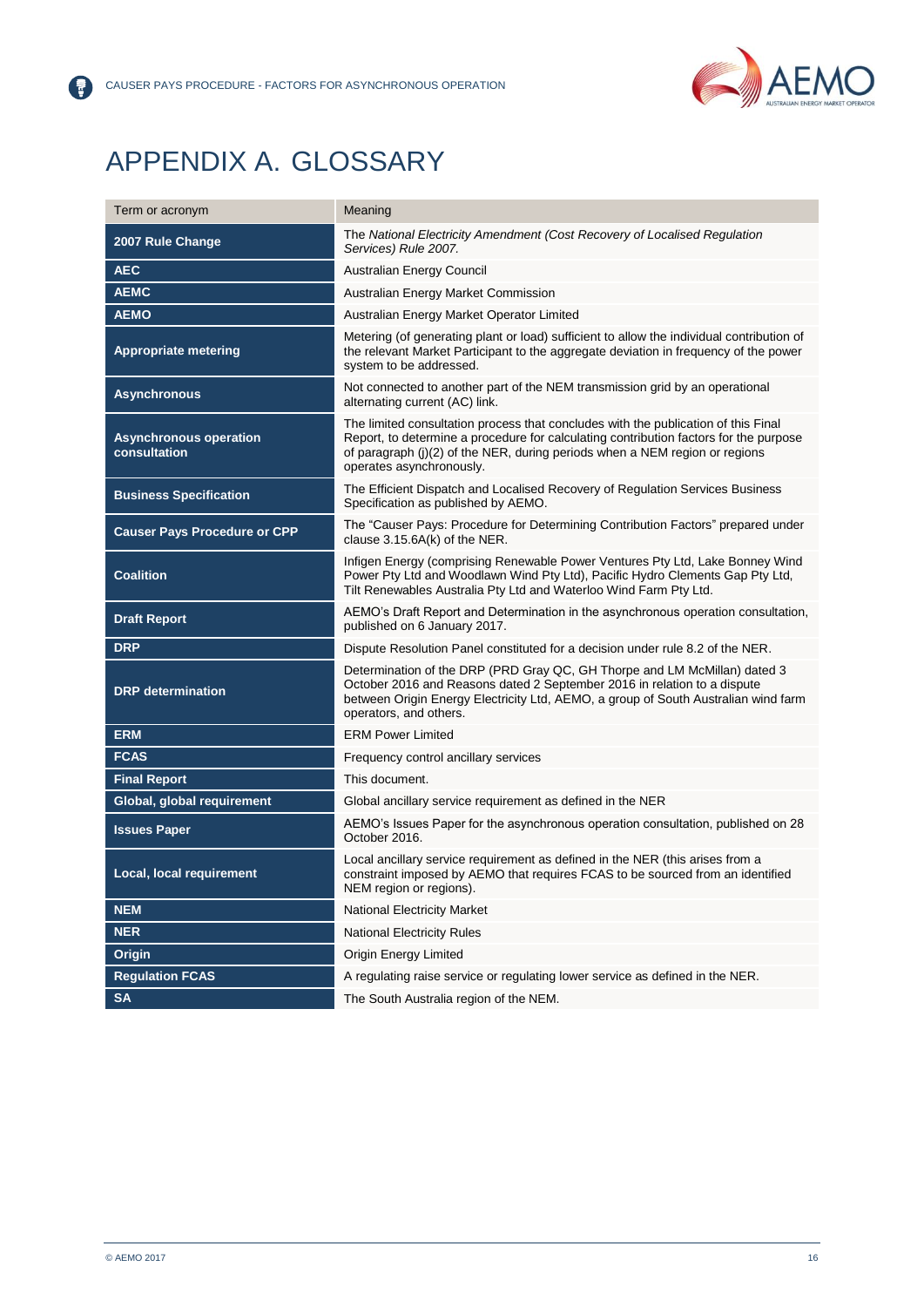# APPENDIX A. GLOSSARY

| Term or acronym | Meaning |
|---|---|
| **2007 Rule Change** | The *National Electricity Amendment (Cost Recovery of Localised Regulation Services) Rule 2007.* |
| **AEC** | Australian Energy Council |
| **AEMC** | Australian Energy Market Commission |
| **AEMO** | Australian Energy Market Operator Limited |
| **Appropriate metering** | Metering (of generating plant or load) sufficient to allow the individual contribution of the relevant Market Participant to the aggregate deviation in frequency of the power system to be addressed. |
| **Asynchronous** | Not connected to another part of the NEM transmission grid by an operational alternating current (AC) link. |
| **Asynchronous operation consultation** | The limited consultation process that concludes with the publication of this Final Report, to determine a procedure for calculating contribution factors for the purpose of paragraph (j)(2) of the NER, during periods when a NEM region or regions operates asynchronously. |
| **Business Specification** | The Efficient Dispatch and Localised Recovery of Regulation Services Business Specification as published by AEMO. |
| **Causer Pays Procedure or CPP** | The "Causer Pays: Procedure for Determining Contribution Factors" prepared under clause 3.15.6A(k) of the NER. |
| **Coalition** | Infigen Energy (comprising Renewable Power Ventures Pty Ltd, Lake Bonney Wind Power Pty Ltd and Woodlawn Wind Pty Ltd), Pacific Hydro Clements Gap Pty Ltd, Tilt Renewables Australia Pty Ltd and Waterloo Wind Farm Pty Ltd. |
| **Draft Report** | AEMO's Draft Report and Determination in the asynchronous operation consultation, published on 6 January 2017. |
| **DRP** | Dispute Resolution Panel constituted for a decision under rule 8.2 of the NER. |
| **DRP determination** | Determination of the DRP (PRD Gray QC, GH Thorpe and LM McMillan) dated 3 October 2016 and Reasons dated 2 September 2016 in relation to a dispute between Origin Energy Electricity Ltd, AEMO, a group of South Australian wind farm operators, and others. |
| **ERM** | ERM Power Limited |
| **FCAS** | Frequency control ancillary services |
| **Final Report** | This document. |
| **Global, global requirement** | Global ancillary service requirement as defined in the NER |
| **Issues Paper** | AEMO's Issues Paper for the asynchronous operation consultation, published on 28 October 2016. |
| **Local, local requirement** | Local ancillary service requirement as defined in the NER (this arises from a constraint imposed by AEMO that requires FCAS to be sourced from an identified NEM region or regions). |
| **NEM** | National Electricity Market |
| **NER** | National Electricity Rules |
| **Origin** | Origin Energy Limited |
| **Regulation FCAS** | A regulating raise service or regulating lower service as defined in the NER. |
| **SA** | The South Australia region of the NEM. |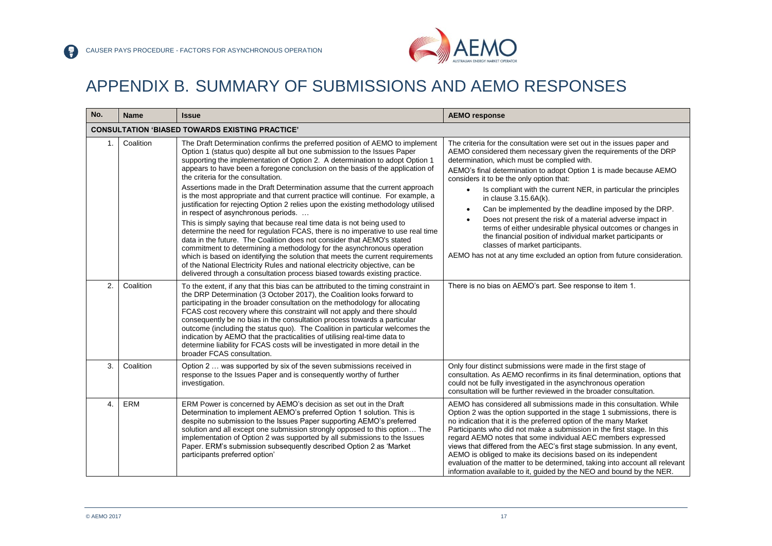# APPENDIX B. SUMMARY OF SUBMISSIONS AND AEMO RESPONSES

| No. | Name | Issue | AEMO response |
|---|---|---|---|
| **CONSULTATION 'BIASED TOWARDS EXISTING PRACTICE'** | | | |
| 1. | Coalition | The Draft Determination confirms the preferred position of AEMO to implement Option 1 (status quo) despite all but one submission to the Issues Paper supporting the implementation of Option 2. A determination to adopt Option 1 appears to have been a foregone conclusion on the basis of the application of the criteria for the consultation.<br><br>Assertions made in the Draft Determination assume that the current approach is the most appropriate and that current practice will continue. For example, a justification for rejecting Option 2 relies upon the existing methodology utilised in respect of asynchronous periods. …<br><br>This is simply saying that because real time data is not being used to determine the need for regulation FCAS, there is no imperative to use real time data in the future. The Coalition does not consider that AEMO's stated commitment to determining a methodology for the asynchronous operation which is based on identifying the solution that meets the current requirements of the National Electricity Rules and national electricity objective, can be delivered through a consultation process biased towards existing practice. | The criteria for the consultation were set out in the issues paper and AEMO considered them necessary given the requirements of the DRP determination, which must be complied with.<br><br>AEMO's final determination to adopt Option 1 is made because AEMO considers it to be the only option that:<br>• Is compliant with the current NER, in particular the principles in clause 3.15.6A(k).<br>• Can be implemented by the deadline imposed by the DRP.<br>• Does not present the risk of a material adverse impact in terms of either undesirable physical outcomes or changes in the financial position of individual market participants or classes of market participants.<br><br>AEMO has not at any time excluded an option from future consideration. |
| 2. | Coalition | To the extent, if any that this bias can be attributed to the timing constraint in the DRP Determination (3 October 2017), the Coalition looks forward to participating in the broader consultation on the methodology for allocating FCAS cost recovery where this constraint will not apply and there should consequently be no bias in the consultation process towards a particular outcome (including the status quo). The Coalition in particular welcomes the indication by AEMO that the practicalities of utilising real-time data to determine liability for FCAS costs will be investigated in more detail in the broader FCAS consultation. | There is no bias on AEMO's part. See response to item 1. |
| 3. | Coalition | Option 2 … was supported by six of the seven submissions received in response to the Issues Paper and is consequently worthy of further investigation. | Only four distinct submissions were made in the first stage of consultation. As AEMO reconfirms in its final determination, options that could not be fully investigated in the asynchronous operation consultation will be further reviewed in the broader consultation. |
| 4. | ERM | ERM Power is concerned by AEMO's decision as set out in the Draft Determination to implement AEMO's preferred Option 1 solution. This is despite no submission to the Issues Paper supporting AEMO's preferred solution and all except one submission strongly opposed to this option… The implementation of Option 2 was supported by all submissions to the Issues Paper. ERM's submission subsequently described Option 2 as 'Market participants preferred option' | AEMO has considered all submissions made in this consultation. While Option 2 was the option supported in the stage 1 submissions, there is no indication that it is the preferred option of the many Market Participants who did not make a submission in the first stage. In this regard AEMO notes that some individual AEC members expressed views that differed from the AEC's first stage submission. In any event, AEMO is obliged to make its decisions based on its independent evaluation of the matter to be determined, taking into account all relevant information available to it, guided by the NEO and bound by the NER. |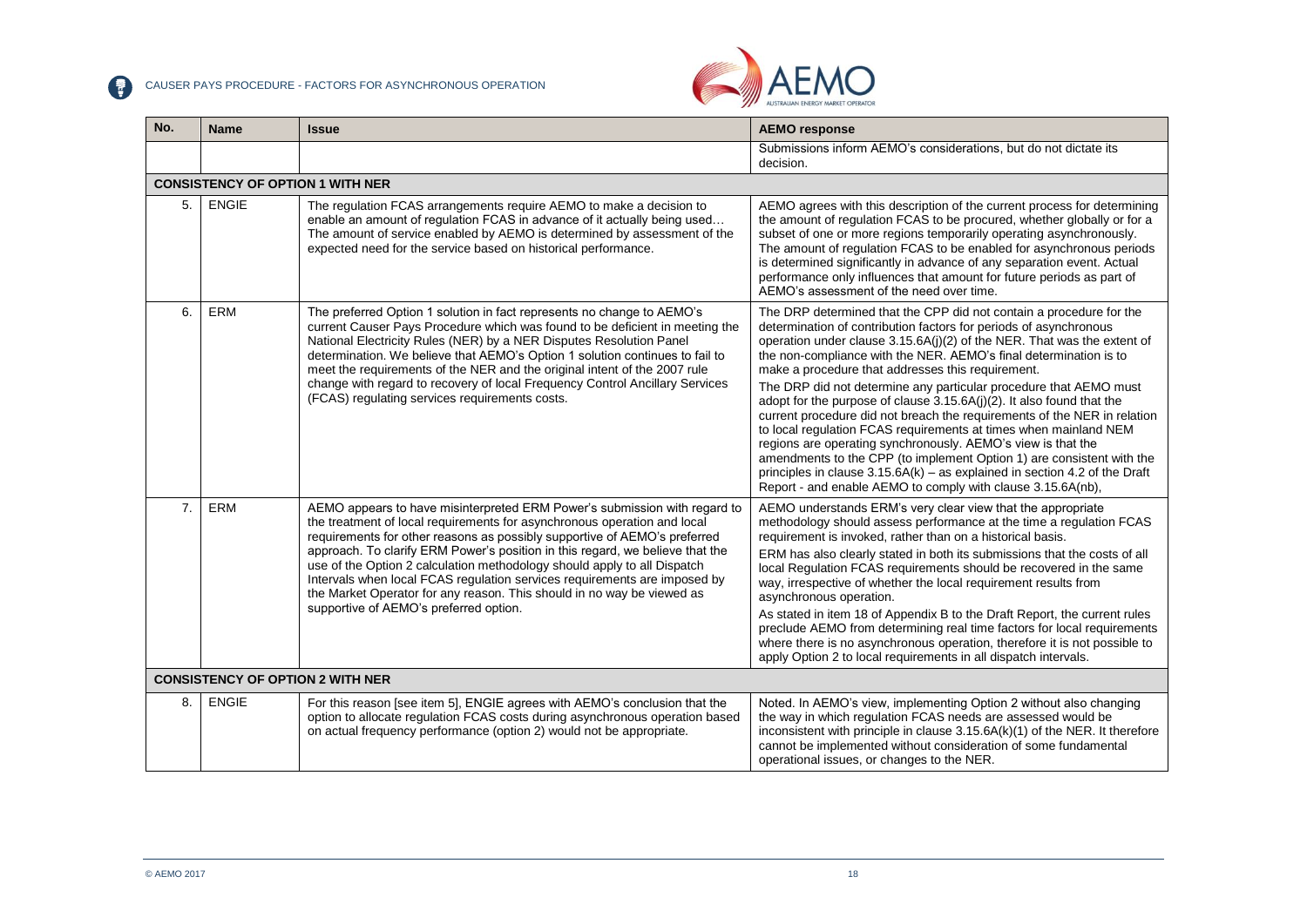| No. | Name | Issue | AEMO response |
|---|---|---|---|
| | | | Submissions inform AEMO's considerations, but do not dictate its decision. |
| **CONSISTENCY OF OPTION 1 WITH NER** | | | |
| 5. | ENGIE | The regulation FCAS arrangements require AEMO to make a decision to enable an amount of regulation FCAS in advance of it actually being used… The amount of service enabled by AEMO is determined by assessment of the expected need for the service based on historical performance. | AEMO agrees with this description of the current process for determining the amount of regulation FCAS to be procured, whether globally or for a subset of one or more regions temporarily operating asynchronously. The amount of regulation FCAS to be enabled for asynchronous periods is determined significantly in advance of any separation event. Actual performance only influences that amount for future periods as part of AEMO's assessment of the need over time. |
| 6. | ERM | The preferred Option 1 solution in fact represents no change to AEMO's current Causer Pays Procedure which was found to be deficient in meeting the National Electricity Rules (NER) by a NER Disputes Resolution Panel determination. We believe that AEMO's Option 1 solution continues to fail to meet the requirements of the NER and the original intent of the 2007 rule change with regard to recovery of local Frequency Control Ancillary Services (FCAS) regulating services requirements costs. | The DRP determined that the CPP did not contain a procedure for the determination of contribution factors for periods of asynchronous operation under clause 3.15.6A(j)(2) of the NER. That was the extent of the non-compliance with the NER. AEMO's final determination is to make a procedure that addresses this requirement.<br><br>The DRP did not determine any particular procedure that AEMO must adopt for the purpose of clause 3.15.6A(j)(2). It also found that the current procedure did not breach the requirements of the NER in relation to local regulation FCAS requirements at times when mainland NEM regions are operating synchronously. AEMO's view is that the amendments to the CPP (to implement Option 1) are consistent with the principles in clause 3.15.6A(k) – as explained in section 4.2 of the Draft Report - and enable AEMO to comply with clause 3.15.6A(nb), |
| 7. | ERM | AEMO appears to have misinterpreted ERM Power's submission with regard to the treatment of local requirements for asynchronous operation and local requirements for other reasons as possibly supportive of AEMO's preferred approach. To clarify ERM Power's position in this regard, we believe that the use of the Option 2 calculation methodology should apply to all Dispatch Intervals when local FCAS regulation services requirements are imposed by the Market Operator for any reason. This should in no way be viewed as supportive of AEMO's preferred option. | AEMO understands ERM's very clear view that the appropriate methodology should assess performance at the time a regulation FCAS requirement is invoked, rather than on a historical basis.<br><br>ERM has also clearly stated in both its submissions that the costs of all local Regulation FCAS requirements should be recovered in the same way, irrespective of whether the local requirement results from asynchronous operation.<br><br>As stated in item 18 of Appendix B to the Draft Report, the current rules preclude AEMO from determining real time factors for local requirements where there is no asynchronous operation, therefore it is not possible to apply Option 2 to local requirements in all dispatch intervals. |
| **CONSISTENCY OF OPTION 2 WITH NER** | | | |
| 8. | ENGIE | For this reason [see item 5], ENGIE agrees with AEMO's conclusion that the option to allocate regulation FCAS costs during asynchronous operation based on actual frequency performance (option 2) would not be appropriate. | Noted. In AEMO's view, implementing Option 2 without also changing the way in which regulation FCAS needs are assessed would be inconsistent with principle in clause 3.15.6A(k)(1) of the NER. It therefore cannot be implemented without consideration of some fundamental operational issues, or changes to the NER. |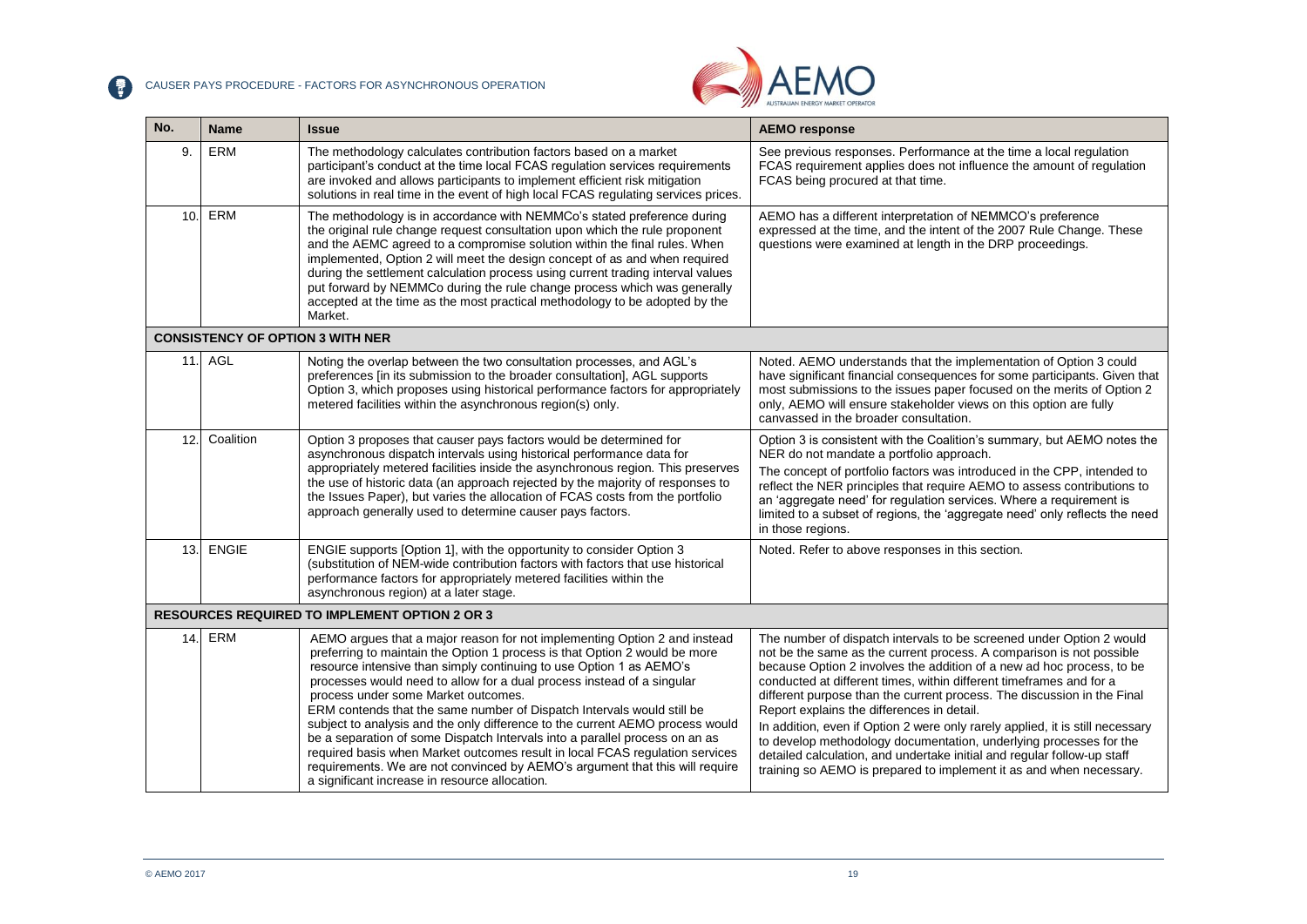| No. | Name | Issue | AEMO response |
|---|---|---|---|
| 9. | ERM | The methodology calculates contribution factors based on a market participant's conduct at the time local FCAS regulation services requirements are invoked and allows participants to implement efficient risk mitigation solutions in real time in the event of high local FCAS regulating services prices. | See previous responses. Performance at the time a local regulation FCAS requirement applies does not influence the amount of regulation FCAS being procured at that time. |
| 10. | ERM | The methodology is in accordance with NEMMCo's stated preference during the original rule change request consultation upon which the rule proponent and the AEMC agreed to a compromise solution within the final rules. When implemented, Option 2 will meet the design concept of as and when required during the settlement calculation process using current trading interval values put forward by NEMMCo during the rule change process which was generally accepted at the time as the most practical methodology to be adopted by the Market. | AEMO has a different interpretation of NEMMCO's preference expressed at the time, and the intent of the 2007 Rule Change. These questions were examined at length in the DRP proceedings. |
| **CONSISTENCY OF OPTION 3 WITH NER** | | | |
| 11. | AGL | Noting the overlap between the two consultation processes, and AGL's preferences [in its submission to the broader consultation], AGL supports Option 3, which proposes using historical performance factors for appropriately metered facilities within the asynchronous region(s) only. | Noted. AEMO understands that the implementation of Option 3 could have significant financial consequences for some participants. Given that most submissions to the issues paper focused on the merits of Option 2 only, AEMO will ensure stakeholder views on this option are fully canvassed in the broader consultation. |
| 12. | Coalition | Option 3 proposes that causer pays factors would be determined for asynchronous dispatch intervals using historical performance data for appropriately metered facilities inside the asynchronous region. This preserves the use of historic data (an approach rejected by the majority of responses to the Issues Paper), but varies the allocation of FCAS costs from the portfolio approach generally used to determine causer pays factors. | Option 3 is consistent with the Coalition's summary, but AEMO notes the NER do not mandate a portfolio approach.<br><br>The concept of portfolio factors was introduced in the CPP, intended to reflect the NER principles that require AEMO to assess contributions to an 'aggregate need' for regulation services. Where a requirement is limited to a subset of regions, the 'aggregate need' only reflects the need in those regions. |
| 13. | ENGIE | ENGIE supports [Option 1], with the opportunity to consider Option 3 (substitution of NEM-wide contribution factors with factors that use historical performance factors for appropriately metered facilities within the asynchronous region) at a later stage. | Noted. Refer to above responses in this section. |
| **RESOURCES REQUIRED TO IMPLEMENT OPTION 2 OR 3** | | | |
| 14. | ERM | AEMO argues that a major reason for not implementing Option 2 and instead preferring to maintain the Option 1 process is that Option 2 would be more resource intensive than simply continuing to use Option 1 as AEMO's processes would need to allow for a dual process instead of a singular process under some Market outcomes.<br><br>ERM contends that the same number of Dispatch Intervals would still be subject to analysis and the only difference to the current AEMO process would be a separation of some Dispatch Intervals into a parallel process on an as required basis when Market outcomes result in local FCAS regulation services requirements. We are not convinced by AEMO's argument that this will require a significant increase in resource allocation. | The number of dispatch intervals to be screened under Option 2 would not be the same as the current process. A comparison is not possible because Option 2 involves the addition of a new ad hoc process, to be conducted at different times, within different timeframes and for a different purpose than the current process. The discussion in the Final Report explains the differences in detail.<br><br>In addition, even if Option 2 were only rarely applied, it is still necessary to develop methodology documentation, underlying processes for the detailed calculation, and undertake initial and regular follow-up staff training so AEMO is prepared to implement it as and when necessary. |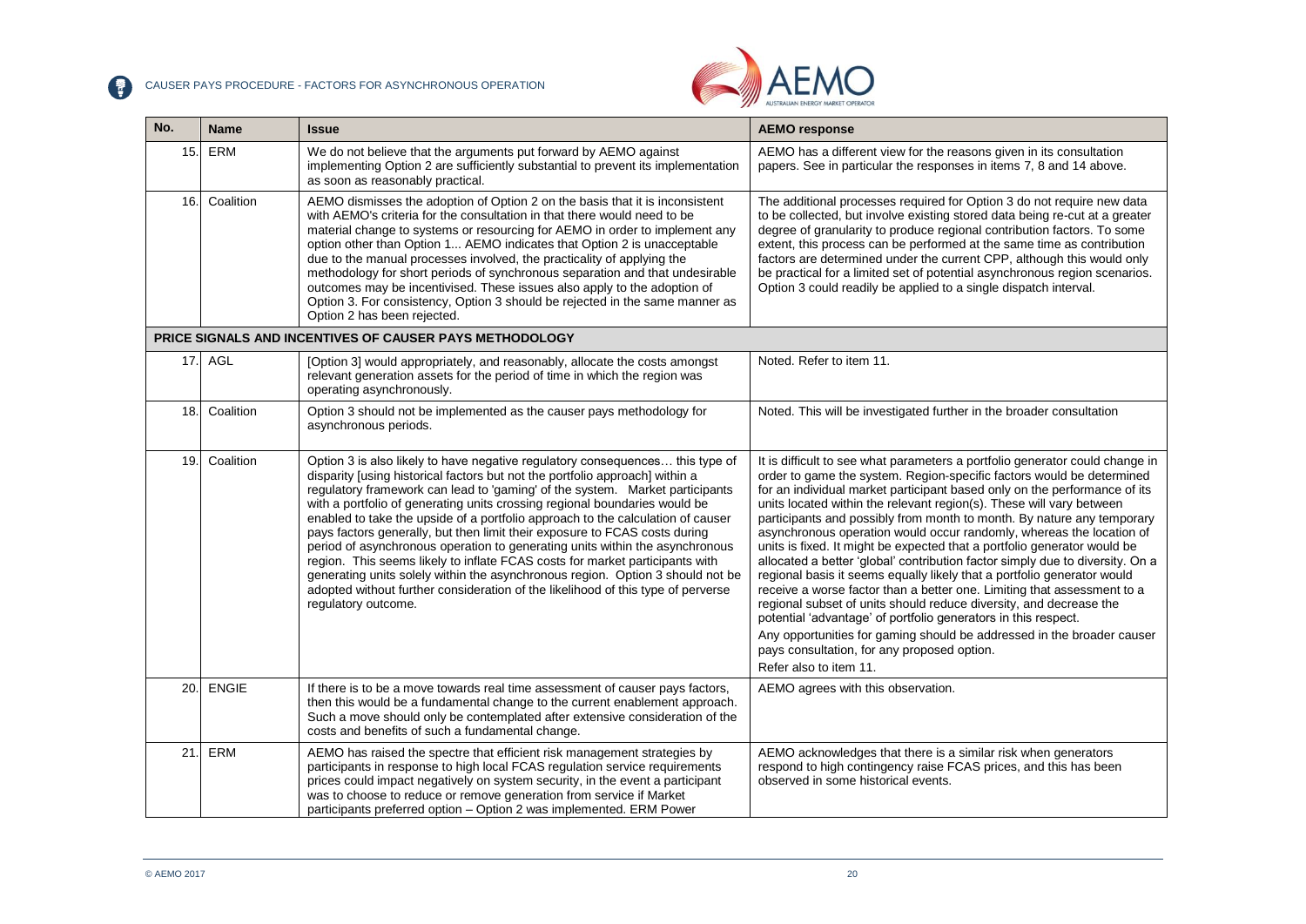| No. | Name | Issue | AEMO response |
|---|---|---|---|
| 15. | ERM | We do not believe that the arguments put forward by AEMO against implementing Option 2 are sufficiently substantial to prevent its implementation as soon as reasonably practical. | AEMO has a different view for the reasons given in its consultation papers. See in particular the responses in items 7, 8 and 14 above. |
| 16. | Coalition | AEMO dismisses the adoption of Option 2 on the basis that it is inconsistent with AEMO's criteria for the consultation in that there would need to be material change to systems or resourcing for AEMO in order to implement any option other than Option 1... AEMO indicates that Option 2 is unacceptable due to the manual processes involved, the practicality of applying the methodology for short periods of synchronous separation and that undesirable outcomes may be incentivised. These issues also apply to the adoption of Option 3. For consistency, Option 3 should be rejected in the same manner as Option 2 has been rejected. | The additional processes required for Option 3 do not require new data to be collected, but involve existing stored data being re-cut at a greater degree of granularity to produce regional contribution factors. To some extent, this process can be performed at the same time as contribution factors are determined under the current CPP, although this would only be practical for a limited set of potential asynchronous region scenarios. Option 3 could readily be applied to a single dispatch interval. |
| **PRICE SIGNALS AND INCENTIVES OF CAUSER PAYS METHODOLOGY** | | | |
| 17. | AGL | [Option 3] would appropriately, and reasonably, allocate the costs amongst relevant generation assets for the period of time in which the region was operating asynchronously. | Noted. Refer to item 11. |
| 18. | Coalition | Option 3 should not be implemented as the causer pays methodology for asynchronous periods. | Noted. This will be investigated further in the broader consultation |
| 19. | Coalition | Option 3 is also likely to have negative regulatory consequences… this type of disparity [using historical factors but not the portfolio approach] within a regulatory framework can lead to 'gaming' of the system. Market participants with a portfolio of generating units crossing regional boundaries would be enabled to take the upside of a portfolio approach to the calculation of causer pays factors generally, but then limit their exposure to FCAS costs during period of asynchronous operation to generating units within the asynchronous region. This seems likely to inflate FCAS costs for market participants with generating units solely within the asynchronous region. Option 3 should not be adopted without further consideration of the likelihood of this type of perverse regulatory outcome. | It is difficult to see what parameters a portfolio generator could change in order to game the system. Region-specific factors would be determined for an individual market participant based only on the performance of its units located within the relevant region(s). These will vary between participants and possibly from month to month. By nature any temporary asynchronous operation would occur randomly, whereas the location of units is fixed. It might be expected that a portfolio generator would be allocated a better 'global' contribution factor simply due to diversity. On a regional basis it seems equally likely that a portfolio generator would receive a worse factor than a better one. Limiting that assessment to a regional subset of units should reduce diversity, and decrease the potential 'advantage' of portfolio generators in this respect.<br><br>Any opportunities for gaming should be addressed in the broader causer pays consultation, for any proposed option.<br><br>Refer also to item 11. |
| 20. | ENGIE | If there is to be a move towards real time assessment of causer pays factors, then this would be a fundamental change to the current enablement approach. Such a move should only be contemplated after extensive consideration of the costs and benefits of such a fundamental change. | AEMO agrees with this observation. |
| 21. | ERM | AEMO has raised the spectre that efficient risk management strategies by participants in response to high local FCAS regulation service requirements prices could impact negatively on system security, in the event a participant was to choose to reduce or remove generation from service if Market participants preferred option – Option 2 was implemented. ERM Power | AEMO acknowledges that there is a similar risk when generators respond to high contingency raise FCAS prices, and this has been observed in some historical events. |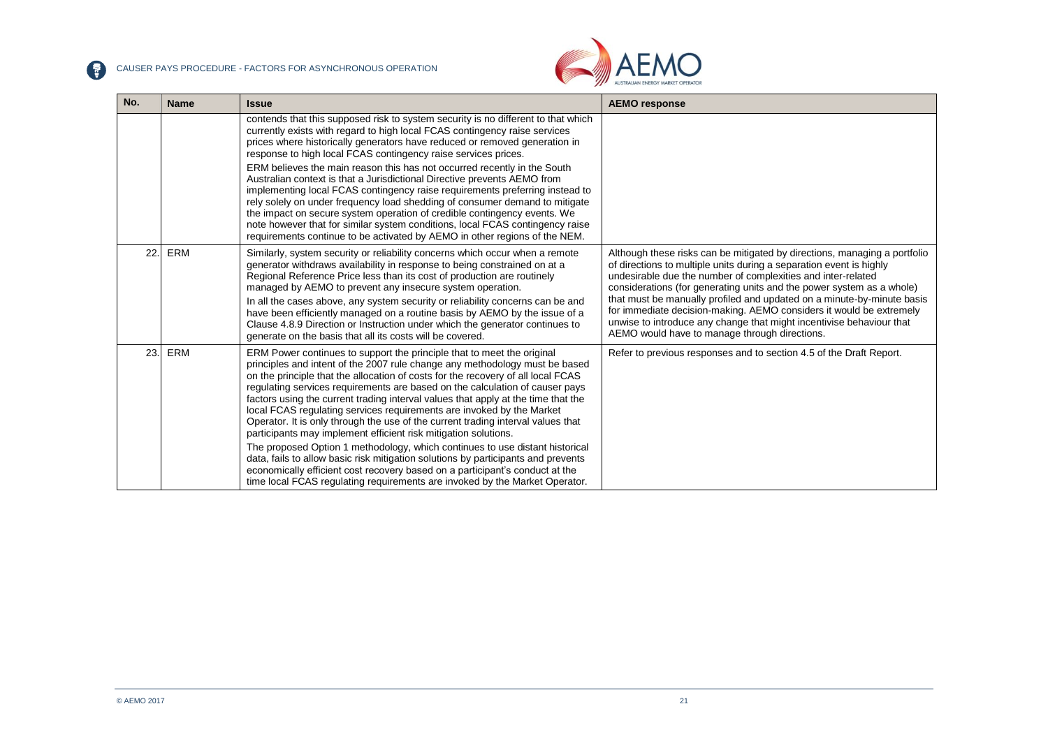| No. | Name | Issue | AEMO response |
|---|---|---|---|
| | | contends that this supposed risk to system security is no different to that which currently exists with regard to high local FCAS contingency raise services prices where historically generators have reduced or removed generation in response to high local FCAS contingency raise services prices.<br><br>ERM believes the main reason this has not occurred recently in the South Australian context is that a Jurisdictional Directive prevents AEMO from implementing local FCAS contingency raise requirements preferring instead to rely solely on under frequency load shedding of consumer demand to mitigate the impact on secure system operation of credible contingency events. We note however that for similar system conditions, local FCAS contingency raise requirements continue to be activated by AEMO in other regions of the NEM. | |
| 22. | ERM | Similarly, system security or reliability concerns which occur when a remote generator withdraws availability in response to being constrained on at a Regional Reference Price less than its cost of production are routinely managed by AEMO to prevent any insecure system operation.<br><br>In all the cases above, any system security or reliability concerns can be and have been efficiently managed on a routine basis by AEMO by the issue of a Clause 4.8.9 Direction or Instruction under which the generator continues to generate on the basis that all its costs will be covered. | Although these risks can be mitigated by directions, managing a portfolio of directions to multiple units during a separation event is highly undesirable due the number of complexities and inter-related considerations (for generating units and the power system as a whole) that must be manually profiled and updated on a minute-by-minute basis for immediate decision-making. AEMO considers it would be extremely unwise to introduce any change that might incentivise behaviour that AEMO would have to manage through directions. |
| 23. | ERM | ERM Power continues to support the principle that to meet the original principles and intent of the 2007 rule change any methodology must be based on the principle that the allocation of costs for the recovery of all local FCAS regulating services requirements are based on the calculation of causer pays factors using the current trading interval values that apply at the time that the local FCAS regulating services requirements are invoked by the Market Operator. It is only through the use of the current trading interval values that participants may implement efficient risk mitigation solutions.<br><br>The proposed Option 1 methodology, which continues to use distant historical data, fails to allow basic risk mitigation solutions by participants and prevents economically efficient cost recovery based on a participant's conduct at the time local FCAS regulating requirements are invoked by the Market Operator. | Refer to previous responses and to section 4.5 of the Draft Report. |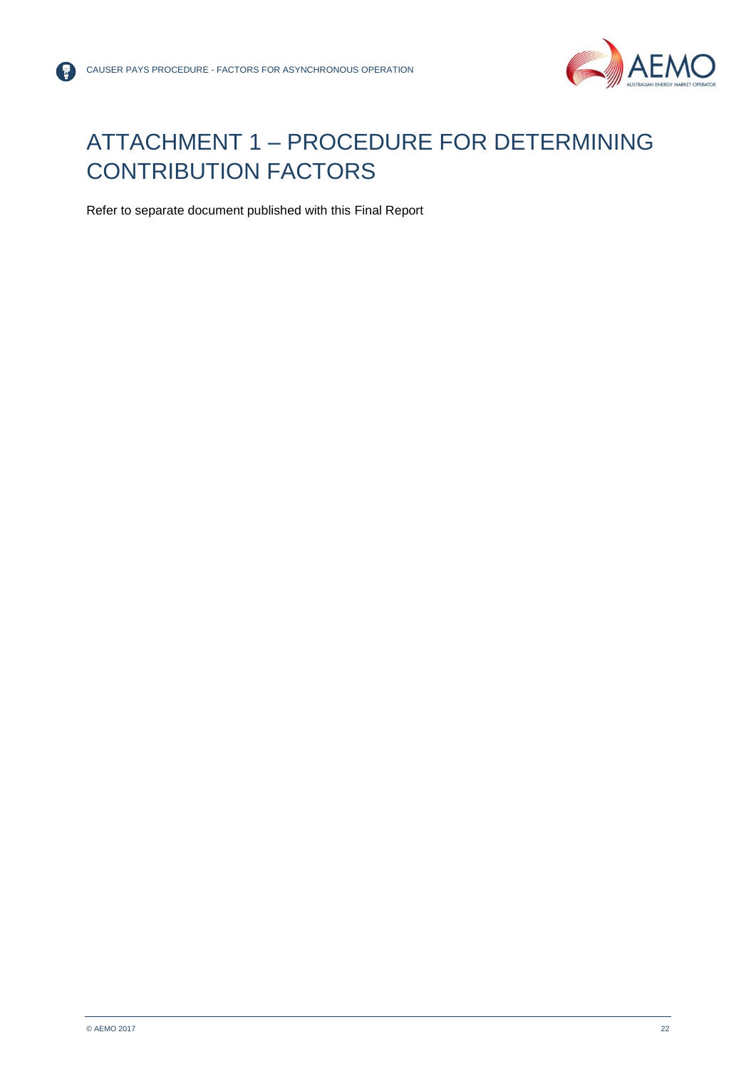# ATTACHMENT 1 – PROCEDURE FOR DETERMINING CONTRIBUTION FACTORS

Refer to separate document published with this Final Report